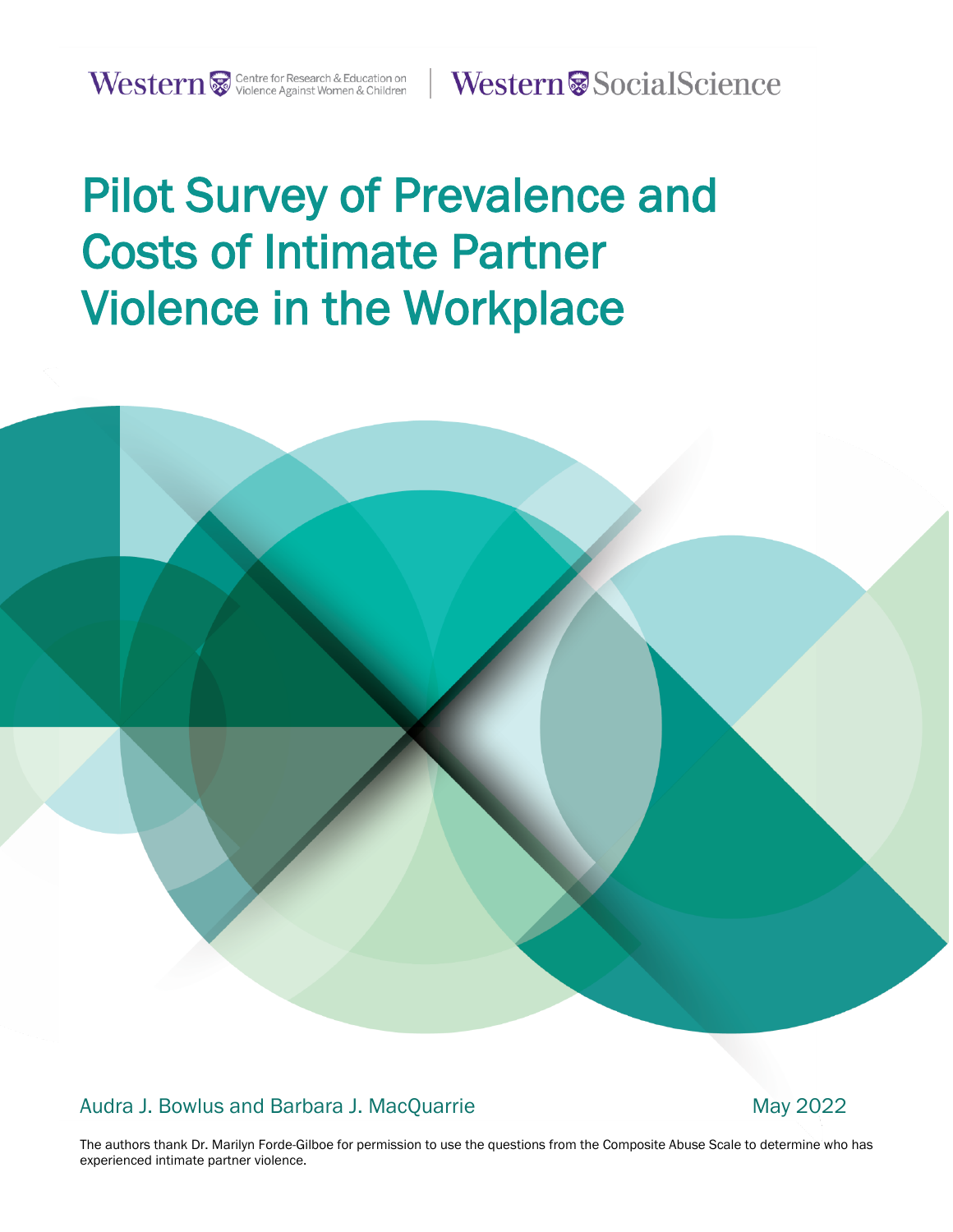Western Centre for Research & Education on Violence Against Women & Children | Western SocialScience

# Pilot Survey of Prevalence and Costs of Intimate Partner Violence in the Workplace

Audra J. Bowlus and Barbara J. MacQuarrie

May 2022

The authors thank Dr. Marilyn Forde-Gilboe for permission to use the questions from the Composite Abuse Scale to determine who has experienced intimate partner violence.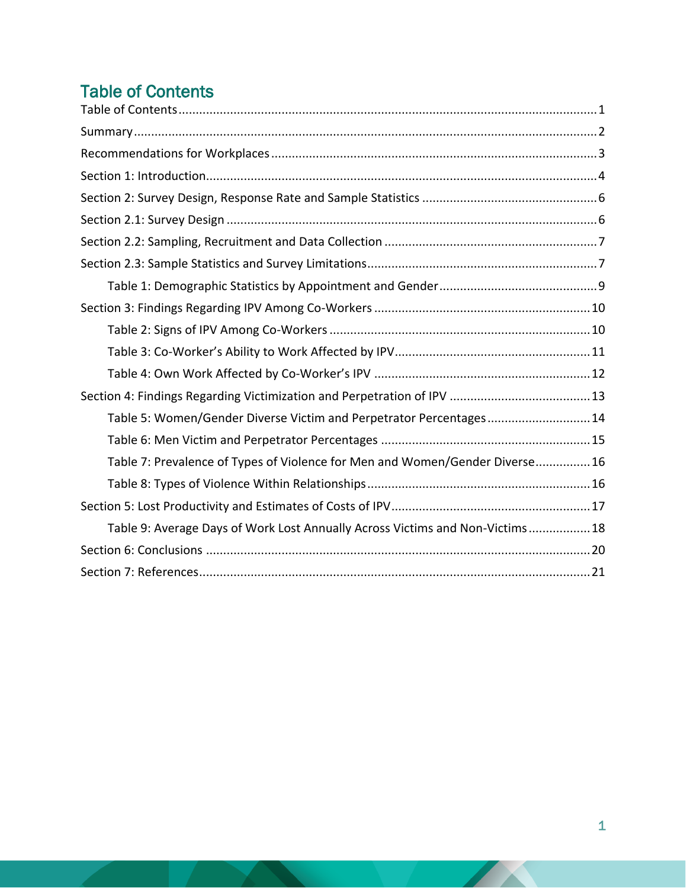# Table of Contents

Table of Contents ........................................................................................................................ 1

Summary ..................................................................................................................................... 2

Recommendations for Workplaces .............................................................................................. 3

Section 1: Introduction ................................................................................................................ 4

Section 2: Survey Design, Response Rate and Sample Statistics .................................................. 6

Section 2.1: Survey Design ........................................................................................................... 6

Section 2.2: Sampling, Recruitment and Data Collection ............................................................. 7

Section 2.3: Sample Statistics and Survey Limitations .................................................................. 7

- Table 1: Demographic Statistics by Appointment and Gender ............................................. 9

Section 3: Findings Regarding IPV Among Co-Workers .............................................................. 10

- Table 2: Signs of IPV Among Co-Workers .......................................................................... 10
- Table 3: Co-Worker's Ability to Work Affected by IPV ........................................................ 11
- Table 4: Own Work Affected by Co-Worker's IPV .............................................................. 12

Section 4: Findings Regarding Victimization and Perpetration of IPV ......................................... 13

- Table 5: Women/Gender Diverse Victim and Perpetrator Percentages ............................. 14
- Table 6: Men Victim and Perpetrator Percentages ............................................................ 15
- Table 7: Prevalence of Types of Violence for Men and Women/Gender Diverse ................ 16
- Table 8: Types of Violence Within Relationships ................................................................ 16

Section 5: Lost Productivity and Estimates of Costs of IPV ......................................................... 17

- Table 9: Average Days of Work Lost Annually Across Victims and Non-Victims .................. 18

Section 6: Conclusions ............................................................................................................... 20

Section 7: References ................................................................................................................. 21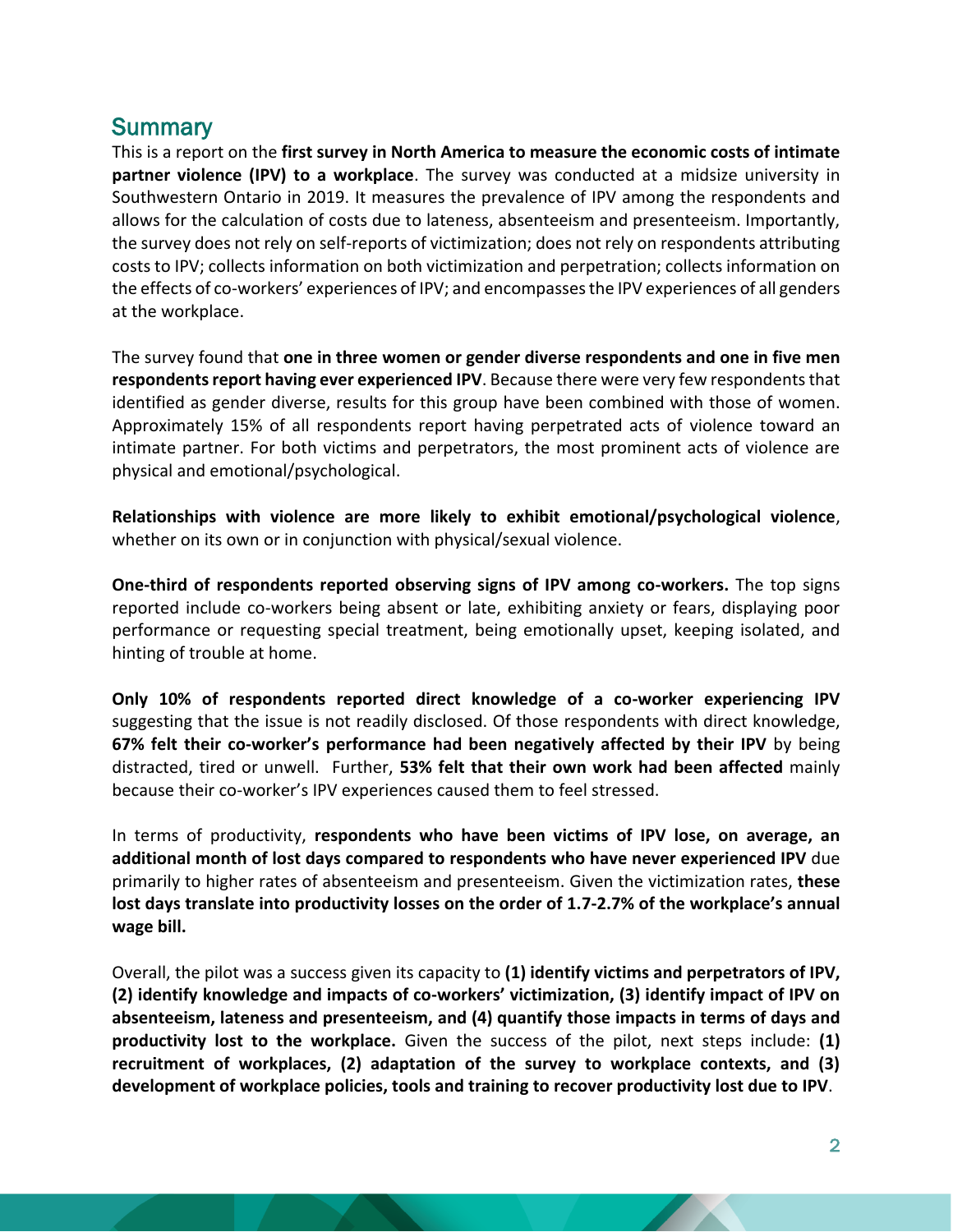## Summary

This is a report on the **first survey in North America to measure the economic costs of intimate partner violence (IPV) to a workplace**. The survey was conducted at a midsize university in Southwestern Ontario in 2019. It measures the prevalence of IPV among the respondents and allows for the calculation of costs due to lateness, absenteeism and presenteeism. Importantly, the survey does not rely on self-reports of victimization; does not rely on respondents attributing costs to IPV; collects information on both victimization and perpetration; collects information on the effects of co-workers' experiences of IPV; and encompasses the IPV experiences of all genders at the workplace.

The survey found that **one in three women or gender diverse respondents and one in five men respondents report having ever experienced IPV**. Because there were very few respondents that identified as gender diverse, results for this group have been combined with those of women. Approximately 15% of all respondents report having perpetrated acts of violence toward an intimate partner. For both victims and perpetrators, the most prominent acts of violence are physical and emotional/psychological.

**Relationships with violence are more likely to exhibit emotional/psychological violence**, whether on its own or in conjunction with physical/sexual violence.

**One-third of respondents reported observing signs of IPV among co-workers.** The top signs reported include co-workers being absent or late, exhibiting anxiety or fears, displaying poor performance or requesting special treatment, being emotionally upset, keeping isolated, and hinting of trouble at home.

**Only 10% of respondents reported direct knowledge of a co-worker experiencing IPV** suggesting that the issue is not readily disclosed. Of those respondents with direct knowledge, **67% felt their co-worker's performance had been negatively affected by their IPV** by being distracted, tired or unwell. Further, **53% felt that their own work had been affected** mainly because their co-worker's IPV experiences caused them to feel stressed.

In terms of productivity, **respondents who have been victims of IPV lose, on average, an additional month of lost days compared to respondents who have never experienced IPV** due primarily to higher rates of absenteeism and presenteeism. Given the victimization rates, **these lost days translate into productivity losses on the order of 1.7-2.7% of the workplace's annual wage bill.**

Overall, the pilot was a success given its capacity to **(1) identify victims and perpetrators of IPV, (2) identify knowledge and impacts of co-workers' victimization, (3) identify impact of IPV on absenteeism, lateness and presenteeism, and (4) quantify those impacts in terms of days and productivity lost to the workplace.** Given the success of the pilot, next steps include: **(1) recruitment of workplaces, (2) adaptation of the survey to workplace contexts, and (3) development of workplace policies, tools and training to recover productivity lost due to IPV**.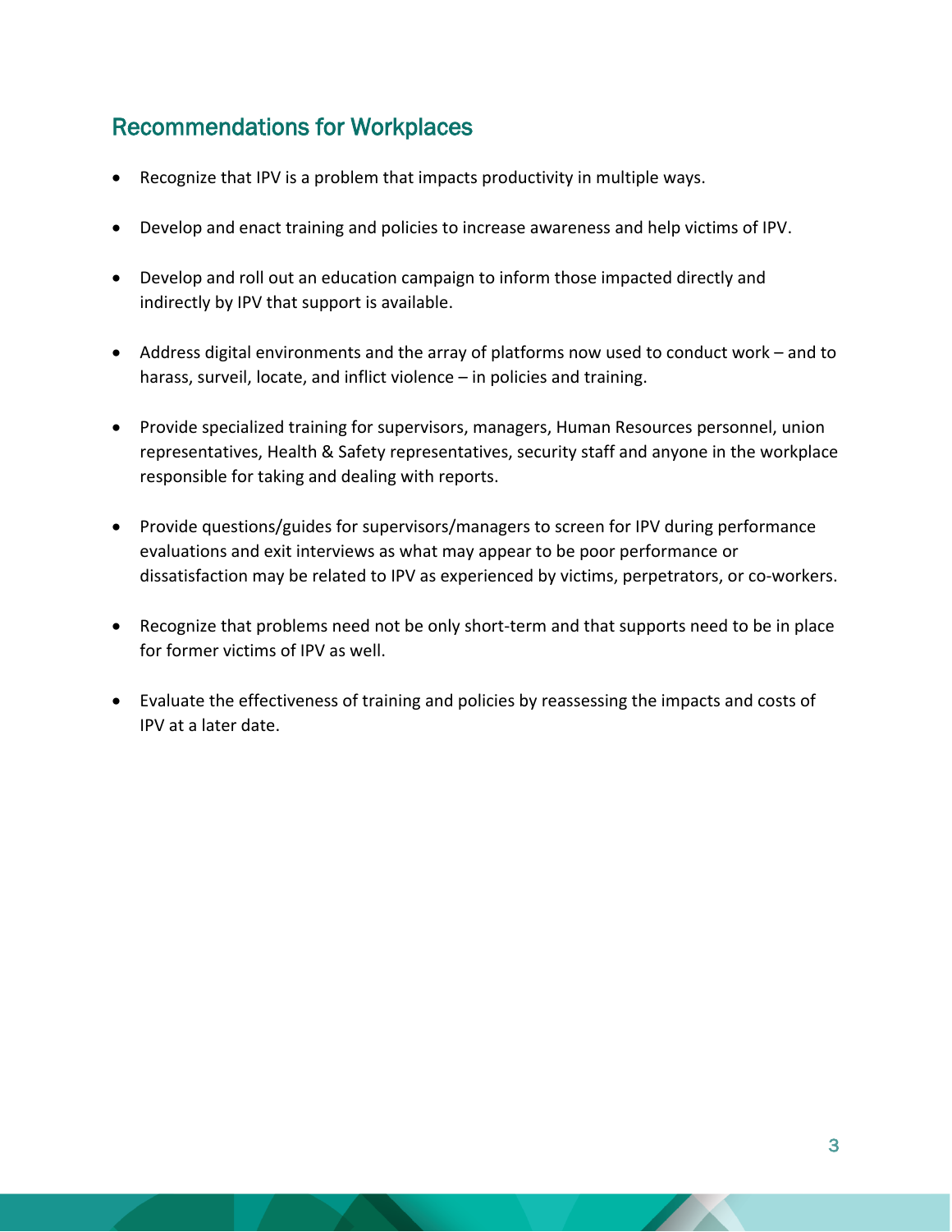## Recommendations for Workplaces

- Recognize that IPV is a problem that impacts productivity in multiple ways.
- Develop and enact training and policies to increase awareness and help victims of IPV.
- Develop and roll out an education campaign to inform those impacted directly and indirectly by IPV that support is available.
- Address digital environments and the array of platforms now used to conduct work – and to harass, surveil, locate, and inflict violence – in policies and training.
- Provide specialized training for supervisors, managers, Human Resources personnel, union representatives, Health & Safety representatives, security staff and anyone in the workplace responsible for taking and dealing with reports.
- Provide questions/guides for supervisors/managers to screen for IPV during performance evaluations and exit interviews as what may appear to be poor performance or dissatisfaction may be related to IPV as experienced by victims, perpetrators, or co-workers.
- Recognize that problems need not be only short-term and that supports need to be in place for former victims of IPV as well.
- Evaluate the effectiveness of training and policies by reassessing the impacts and costs of IPV at a later date.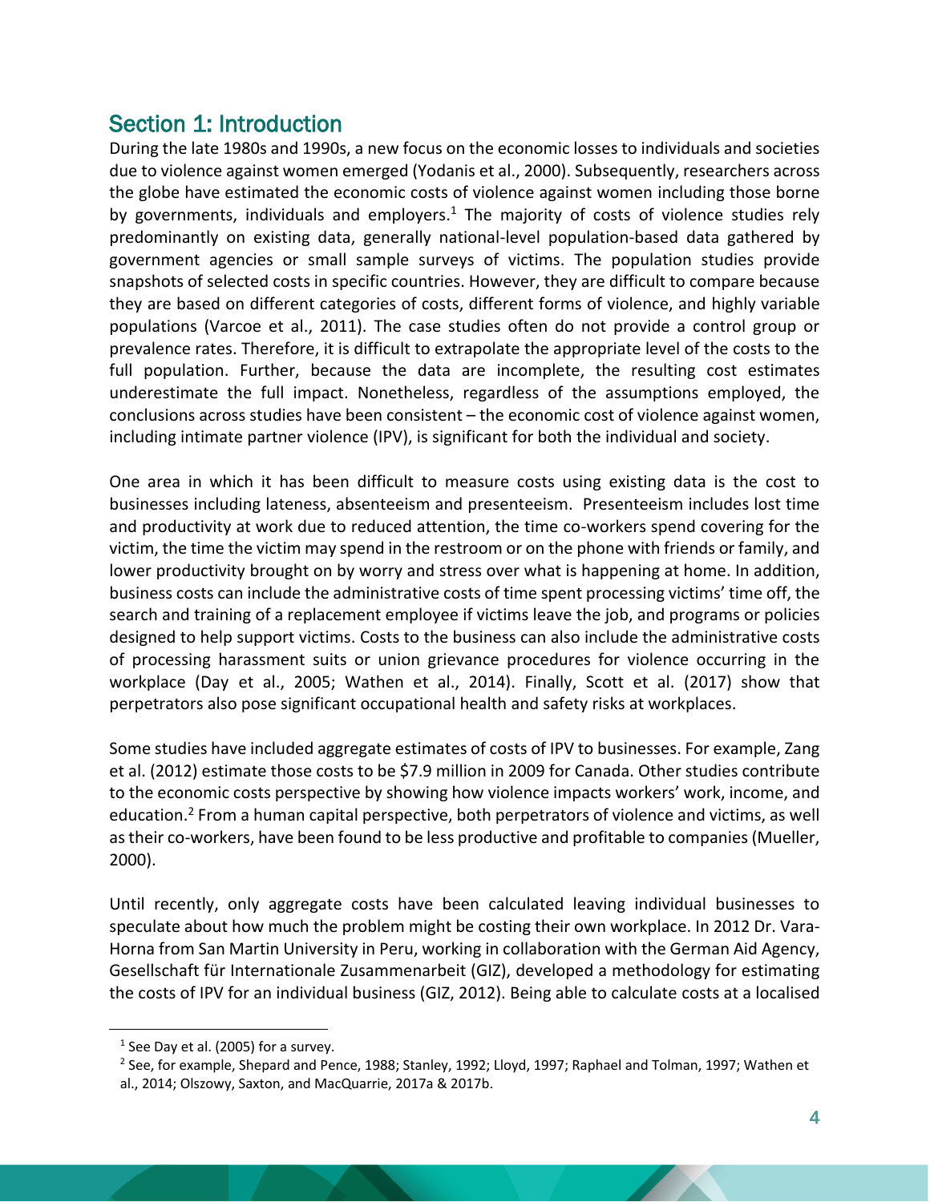## Section 1: Introduction

During the late 1980s and 1990s, a new focus on the economic losses to individuals and societies due to violence against women emerged (Yodanis et al., 2000). Subsequently, researchers across the globe have estimated the economic costs of violence against women including those borne by governments, individuals and employers.[1] The majority of costs of violence studies rely predominantly on existing data, generally national-level population-based data gathered by government agencies or small sample surveys of victims. The population studies provide snapshots of selected costs in specific countries. However, they are difficult to compare because they are based on different categories of costs, different forms of violence, and highly variable populations (Varcoe et al., 2011). The case studies often do not provide a control group or prevalence rates. Therefore, it is difficult to extrapolate the appropriate level of the costs to the full population. Further, because the data are incomplete, the resulting cost estimates underestimate the full impact. Nonetheless, regardless of the assumptions employed, the conclusions across studies have been consistent – the economic cost of violence against women, including intimate partner violence (IPV), is significant for both the individual and society.

One area in which it has been difficult to measure costs using existing data is the cost to businesses including lateness, absenteeism and presenteeism. Presenteeism includes lost time and productivity at work due to reduced attention, the time co-workers spend covering for the victim, the time the victim may spend in the restroom or on the phone with friends or family, and lower productivity brought on by worry and stress over what is happening at home. In addition, business costs can include the administrative costs of time spent processing victims' time off, the search and training of a replacement employee if victims leave the job, and programs or policies designed to help support victims. Costs to the business can also include the administrative costs of processing harassment suits or union grievance procedures for violence occurring in the workplace (Day et al., 2005; Wathen et al., 2014). Finally, Scott et al. (2017) show that perpetrators also pose significant occupational health and safety risks at workplaces.

Some studies have included aggregate estimates of costs of IPV to businesses. For example, Zang et al. (2012) estimate those costs to be $7.9 million in 2009 for Canada. Other studies contribute to the economic costs perspective by showing how violence impacts workers' work, income, and education.[2] From a human capital perspective, both perpetrators of violence and victims, as well as their co-workers, have been found to be less productive and profitable to companies (Mueller, 2000).

Until recently, only aggregate costs have been calculated leaving individual businesses to speculate about how much the problem might be costing their own workplace. In 2012 Dr. Vara-Horna from San Martin University in Peru, working in collaboration with the German Aid Agency, Gesellschaft für Internationale Zusammenarbeit (GIZ), developed a methodology for estimating the costs of IPV for an individual business (GIZ, 2012). Being able to calculate costs at a localised

---

[1] See Day et al. (2005) for a survey.

[2] See, for example, Shepard and Pence, 1988; Stanley, 1992; Lloyd, 1997; Raphael and Tolman, 1997; Wathen et al., 2014; Olszowy, Saxton, and MacQuarrie, 2017a & 2017b.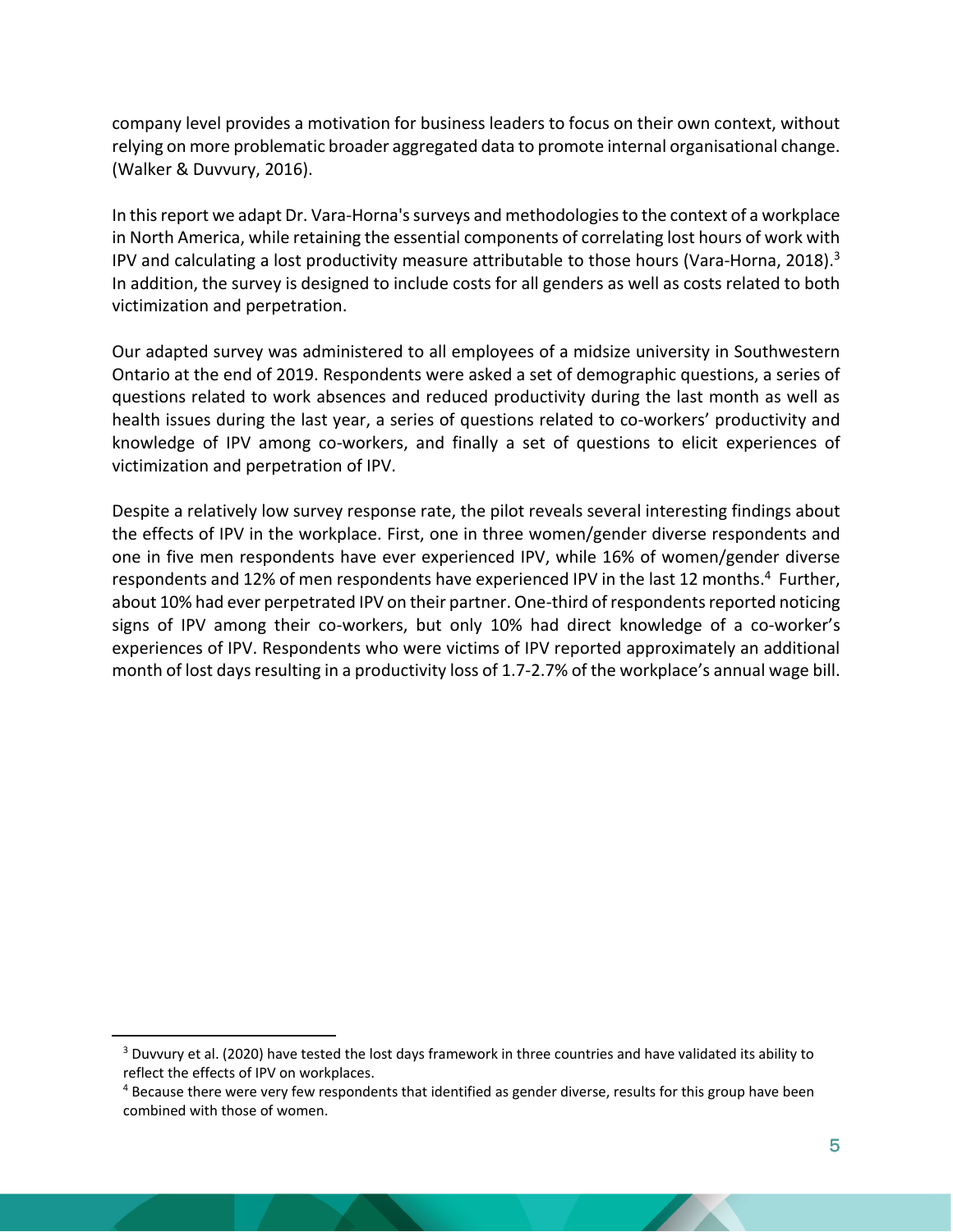company level provides a motivation for business leaders to focus on their own context, without relying on more problematic broader aggregated data to promote internal organisational change. (Walker & Duvvury, 2016).

In this report we adapt Dr. Vara-Horna's surveys and methodologies to the context of a workplace in North America, while retaining the essential components of correlating lost hours of work with IPV and calculating a lost productivity measure attributable to those hours (Vara-Horna, 2018).[3] In addition, the survey is designed to include costs for all genders as well as costs related to both victimization and perpetration.

Our adapted survey was administered to all employees of a midsize university in Southwestern Ontario at the end of 2019. Respondents were asked a set of demographic questions, a series of questions related to work absences and reduced productivity during the last month as well as health issues during the last year, a series of questions related to co-workers' productivity and knowledge of IPV among co-workers, and finally a set of questions to elicit experiences of victimization and perpetration of IPV.

Despite a relatively low survey response rate, the pilot reveals several interesting findings about the effects of IPV in the workplace. First, one in three women/gender diverse respondents and one in five men respondents have ever experienced IPV, while 16% of women/gender diverse respondents and 12% of men respondents have experienced IPV in the last 12 months.[4] Further, about 10% had ever perpetrated IPV on their partner. One-third of respondents reported noticing signs of IPV among their co-workers, but only 10% had direct knowledge of a co-worker's experiences of IPV. Respondents who were victims of IPV reported approximately an additional month of lost days resulting in a productivity loss of 1.7-2.7% of the workplace's annual wage bill.

---

[3] Duvvury et al. (2020) have tested the lost days framework in three countries and have validated its ability to reflect the effects of IPV on workplaces.

[4] Because there were very few respondents that identified as gender diverse, results for this group have been combined with those of women.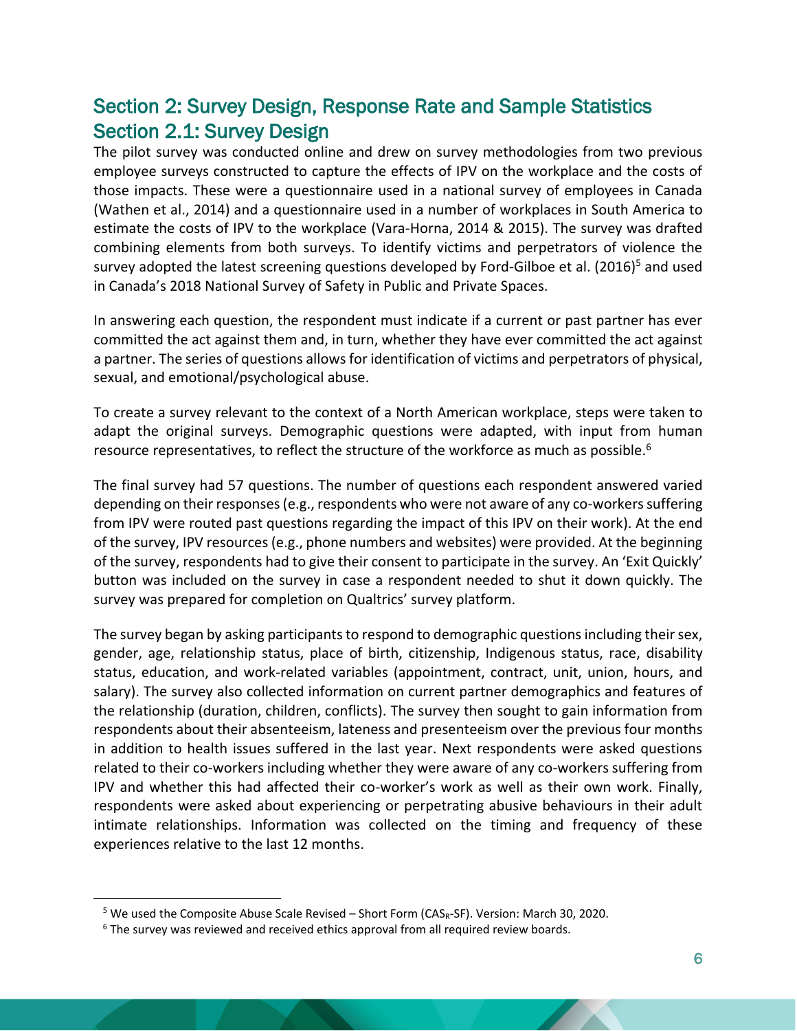## Section 2: Survey Design, Response Rate and Sample Statistics

### Section 2.1: Survey Design

The pilot survey was conducted online and drew on survey methodologies from two previous employee surveys constructed to capture the effects of IPV on the workplace and the costs of those impacts. These were a questionnaire used in a national survey of employees in Canada (Wathen et al., 2014) and a questionnaire used in a number of workplaces in South America to estimate the costs of IPV to the workplace (Vara-Horna, 2014 & 2015). The survey was drafted combining elements from both surveys. To identify victims and perpetrators of violence the survey adopted the latest screening questions developed by Ford-Gilboe et al. (2016)[5] and used in Canada's 2018 National Survey of Safety in Public and Private Spaces.

In answering each question, the respondent must indicate if a current or past partner has ever committed the act against them and, in turn, whether they have ever committed the act against a partner. The series of questions allows for identification of victims and perpetrators of physical, sexual, and emotional/psychological abuse.

To create a survey relevant to the context of a North American workplace, steps were taken to adapt the original surveys. Demographic questions were adapted, with input from human resource representatives, to reflect the structure of the workforce as much as possible.[6]

The final survey had 57 questions. The number of questions each respondent answered varied depending on their responses (e.g., respondents who were not aware of any co-workers suffering from IPV were routed past questions regarding the impact of this IPV on their work). At the end of the survey, IPV resources (e.g., phone numbers and websites) were provided. At the beginning of the survey, respondents had to give their consent to participate in the survey. An 'Exit Quickly' button was included on the survey in case a respondent needed to shut it down quickly. The survey was prepared for completion on Qualtrics' survey platform.

The survey began by asking participants to respond to demographic questions including their sex, gender, age, relationship status, place of birth, citizenship, Indigenous status, race, disability status, education, and work-related variables (appointment, contract, unit, union, hours, and salary). The survey also collected information on current partner demographics and features of the relationship (duration, children, conflicts). The survey then sought to gain information from respondents about their absenteeism, lateness and presenteeism over the previous four months in addition to health issues suffered in the last year. Next respondents were asked questions related to their co-workers including whether they were aware of any co-workers suffering from IPV and whether this had affected their co-worker's work as well as their own work. Finally, respondents were asked about experiencing or perpetrating abusive behaviours in their adult intimate relationships. Information was collected on the timing and frequency of these experiences relative to the last 12 months.

---

[5] We used the Composite Abuse Scale Revised – Short Form ($CAS_R$-SF). Version: March 30, 2020.

[6] The survey was reviewed and received ethics approval from all required review boards.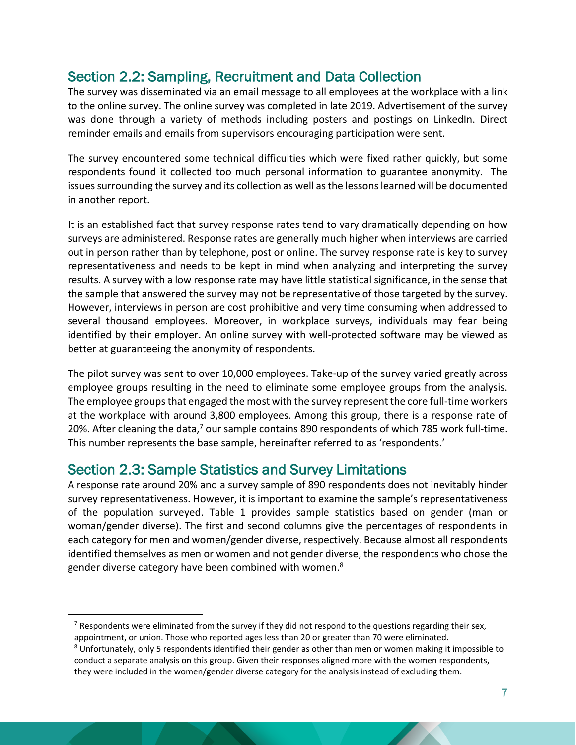## Section 2.2: Sampling, Recruitment and Data Collection

The survey was disseminated via an email message to all employees at the workplace with a link to the online survey. The online survey was completed in late 2019. Advertisement of the survey was done through a variety of methods including posters and postings on LinkedIn. Direct reminder emails and emails from supervisors encouraging participation were sent.

The survey encountered some technical difficulties which were fixed rather quickly, but some respondents found it collected too much personal information to guarantee anonymity. The issues surrounding the survey and its collection as well as the lessons learned will be documented in another report.

It is an established fact that survey response rates tend to vary dramatically depending on how surveys are administered. Response rates are generally much higher when interviews are carried out in person rather than by telephone, post or online. The survey response rate is key to survey representativeness and needs to be kept in mind when analyzing and interpreting the survey results. A survey with a low response rate may have little statistical significance, in the sense that the sample that answered the survey may not be representative of those targeted by the survey. However, interviews in person are cost prohibitive and very time consuming when addressed to several thousand employees. Moreover, in workplace surveys, individuals may fear being identified by their employer. An online survey with well-protected software may be viewed as better at guaranteeing the anonymity of respondents.

The pilot survey was sent to over 10,000 employees. Take-up of the survey varied greatly across employee groups resulting in the need to eliminate some employee groups from the analysis. The employee groups that engaged the most with the survey represent the core full-time workers at the workplace with around 3,800 employees. Among this group, there is a response rate of 20%. After cleaning the data,[7] our sample contains 890 respondents of which 785 work full-time. This number represents the base sample, hereinafter referred to as 'respondents.'

## Section 2.3: Sample Statistics and Survey Limitations

A response rate around 20% and a survey sample of 890 respondents does not inevitably hinder survey representativeness. However, it is important to examine the sample's representativeness of the population surveyed. Table 1 provides sample statistics based on gender (man or woman/gender diverse). The first and second columns give the percentages of respondents in each category for men and women/gender diverse, respectively. Because almost all respondents identified themselves as men or women and not gender diverse, the respondents who chose the gender diverse category have been combined with women.[8]

---

[7] Respondents were eliminated from the survey if they did not respond to the questions regarding their sex, appointment, or union. Those who reported ages less than 20 or greater than 70 were eliminated.

[8] Unfortunately, only 5 respondents identified their gender as other than men or women making it impossible to conduct a separate analysis on this group. Given their responses aligned more with the women respondents, they were included in the women/gender diverse category for the analysis instead of excluding them.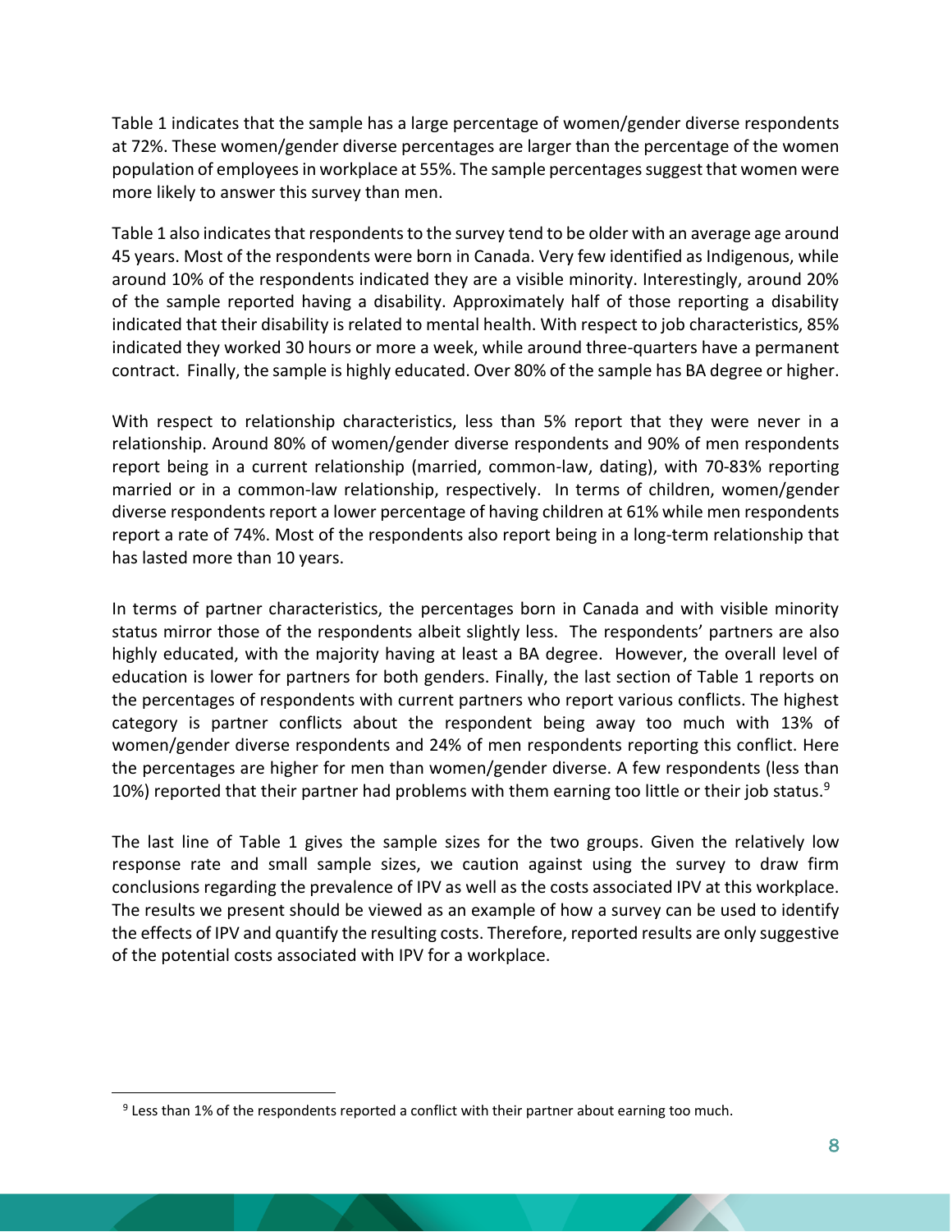Table 1 indicates that the sample has a large percentage of women/gender diverse respondents at 72%. These women/gender diverse percentages are larger than the percentage of the women population of employees in workplace at 55%. The sample percentages suggest that women were more likely to answer this survey than men.

Table 1 also indicates that respondents to the survey tend to be older with an average age around 45 years. Most of the respondents were born in Canada. Very few identified as Indigenous, while around 10% of the respondents indicated they are a visible minority. Interestingly, around 20% of the sample reported having a disability. Approximately half of those reporting a disability indicated that their disability is related to mental health. With respect to job characteristics, 85% indicated they worked 30 hours or more a week, while around three-quarters have a permanent contract. Finally, the sample is highly educated. Over 80% of the sample has BA degree or higher.

With respect to relationship characteristics, less than 5% report that they were never in a relationship. Around 80% of women/gender diverse respondents and 90% of men respondents report being in a current relationship (married, common-law, dating), with 70-83% reporting married or in a common-law relationship, respectively. In terms of children, women/gender diverse respondents report a lower percentage of having children at 61% while men respondents report a rate of 74%. Most of the respondents also report being in a long-term relationship that has lasted more than 10 years.

In terms of partner characteristics, the percentages born in Canada and with visible minority status mirror those of the respondents albeit slightly less. The respondents' partners are also highly educated, with the majority having at least a BA degree. However, the overall level of education is lower for partners for both genders. Finally, the last section of Table 1 reports on the percentages of respondents with current partners who report various conflicts. The highest category is partner conflicts about the respondent being away too much with 13% of women/gender diverse respondents and 24% of men respondents reporting this conflict. Here the percentages are higher for men than women/gender diverse. A few respondents (less than 10%) reported that their partner had problems with them earning too little or their job status.[9]

The last line of Table 1 gives the sample sizes for the two groups. Given the relatively low response rate and small sample sizes, we caution against using the survey to draw firm conclusions regarding the prevalence of IPV as well as the costs associated IPV at this workplace. The results we present should be viewed as an example of how a survey can be used to identify the effects of IPV and quantify the resulting costs. Therefore, reported results are only suggestive of the potential costs associated with IPV for a workplace.

[9] Less than 1% of the respondents reported a conflict with their partner about earning too much.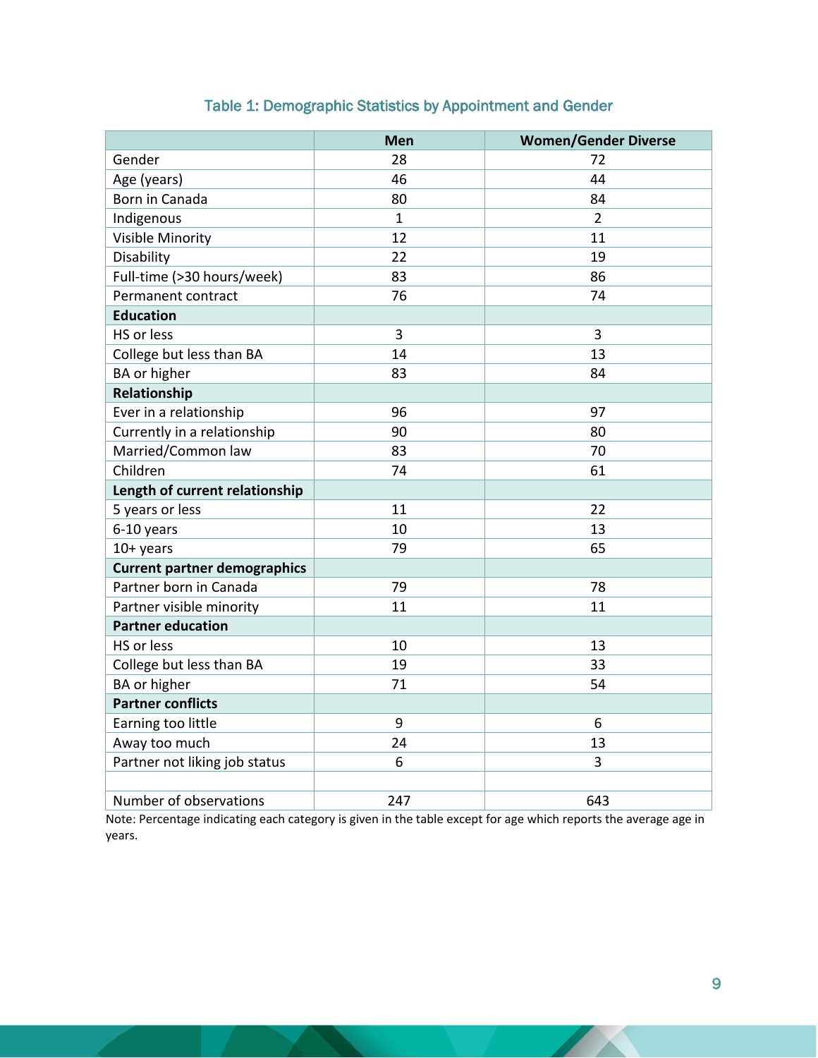### Table 1: Demographic Statistics by Appointment and Gender

| | Men | Women/Gender Diverse |
|---|---|---|
| Gender | 28 | 72 |
| Age (years) | 46 | 44 |
| Born in Canada | 80 | 84 |
| Indigenous | 1 | 2 |
| Visible Minority | 12 | 11 |
| Disability | 22 | 19 |
| Full-time (>30 hours/week) | 83 | 86 |
| Permanent contract | 76 | 74 |
| **Education** | | |
| HS or less | 3 | 3 |
| College but less than BA | 14 | 13 |
| BA or higher | 83 | 84 |
| **Relationship** | | |
| Ever in a relationship | 96 | 97 |
| Currently in a relationship | 90 | 80 |
| Married/Common law | 83 | 70 |
| Children | 74 | 61 |
| **Length of current relationship** | | |
| 5 years or less | 11 | 22 |
| 6-10 years | 10 | 13 |
| 10+ years | 79 | 65 |
| **Current partner demographics** | | |
| Partner born in Canada | 79 | 78 |
| Partner visible minority | 11 | 11 |
| **Partner education** | | |
| HS or less | 10 | 13 |
| College but less than BA | 19 | 33 |
| BA or higher | 71 | 54 |
| **Partner conflicts** | | |
| Earning too little | 9 | 6 |
| Away too much | 24 | 13 |
| Partner not liking job status | 6 | 3 |
| | | |
| Number of observations | 247 | 643 |

Note: Percentage indicating each category is given in the table except for age which reports the average age in years.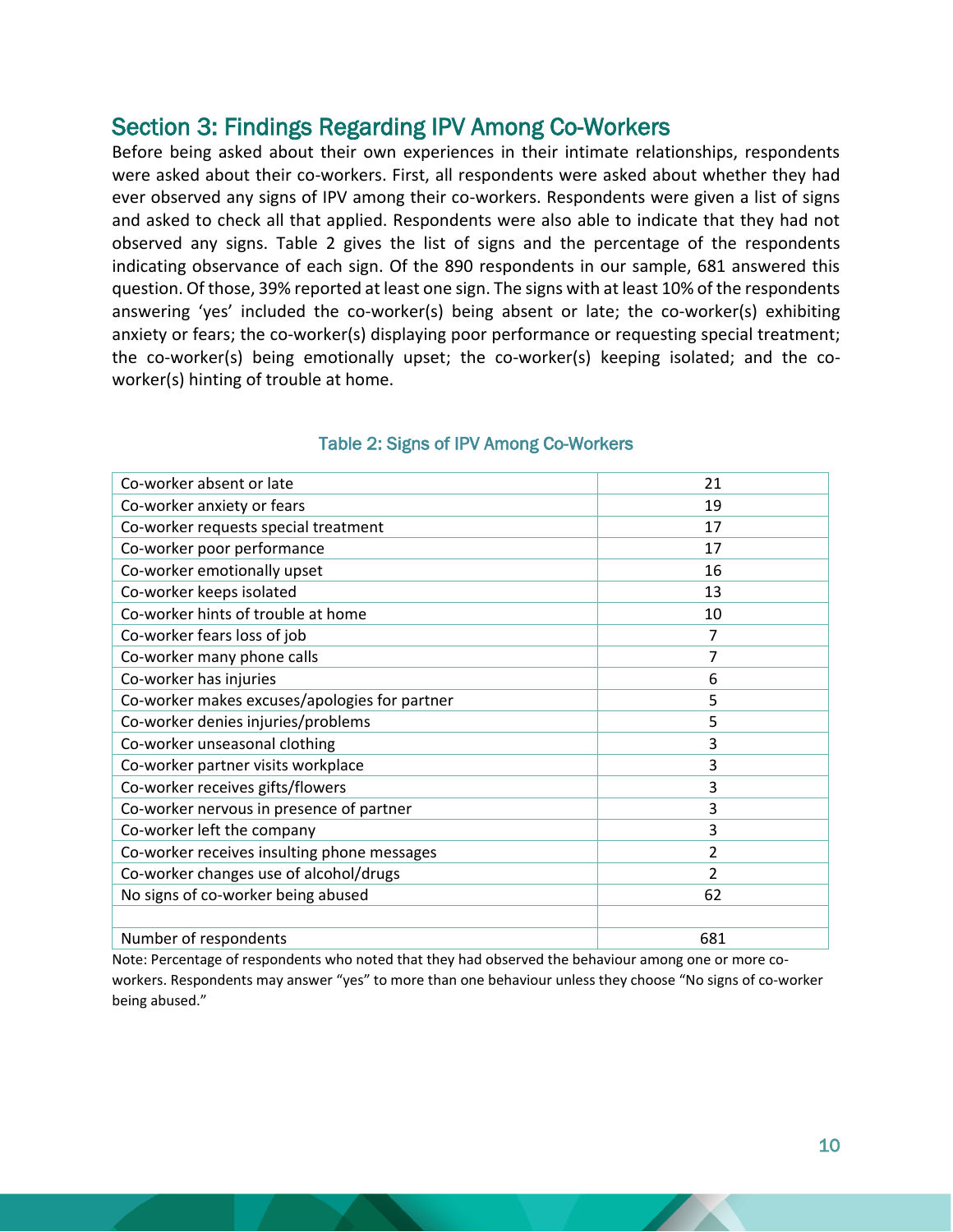## Section 3: Findings Regarding IPV Among Co-Workers

Before being asked about their own experiences in their intimate relationships, respondents were asked about their co-workers. First, all respondents were asked about whether they had ever observed any signs of IPV among their co-workers. Respondents were given a list of signs and asked to check all that applied. Respondents were also able to indicate that they had not observed any signs. Table 2 gives the list of signs and the percentage of the respondents indicating observance of each sign. Of the 890 respondents in our sample, 681 answered this question. Of those, 39% reported at least one sign. The signs with at least 10% of the respondents answering 'yes' included the co-worker(s) being absent or late; the co-worker(s) exhibiting anxiety or fears; the co-worker(s) displaying poor performance or requesting special treatment; the co-worker(s) being emotionally upset; the co-worker(s) keeping isolated; and the co-worker(s) hinting of trouble at home.

### Table 2: Signs of IPV Among Co-Workers

| | |
|---|---|
| Co-worker absent or late | 21 |
| Co-worker anxiety or fears | 19 |
| Co-worker requests special treatment | 17 |
| Co-worker poor performance | 17 |
| Co-worker emotionally upset | 16 |
| Co-worker keeps isolated | 13 |
| Co-worker hints of trouble at home | 10 |
| Co-worker fears loss of job | 7 |
| Co-worker many phone calls | 7 |
| Co-worker has injuries | 6 |
| Co-worker makes excuses/apologies for partner | 5 |
| Co-worker denies injuries/problems | 5 |
| Co-worker unseasonal clothing | 3 |
| Co-worker partner visits workplace | 3 |
| Co-worker receives gifts/flowers | 3 |
| Co-worker nervous in presence of partner | 3 |
| Co-worker left the company | 3 |
| Co-worker receives insulting phone messages | 2 |
| Co-worker changes use of alcohol/drugs | 2 |
| No signs of co-worker being abused | 62 |
| | |
| Number of respondents | 681 |

Note: Percentage of respondents who noted that they had observed the behaviour among one or more co-workers. Respondents may answer "yes" to more than one behaviour unless they choose "No signs of co-worker being abused."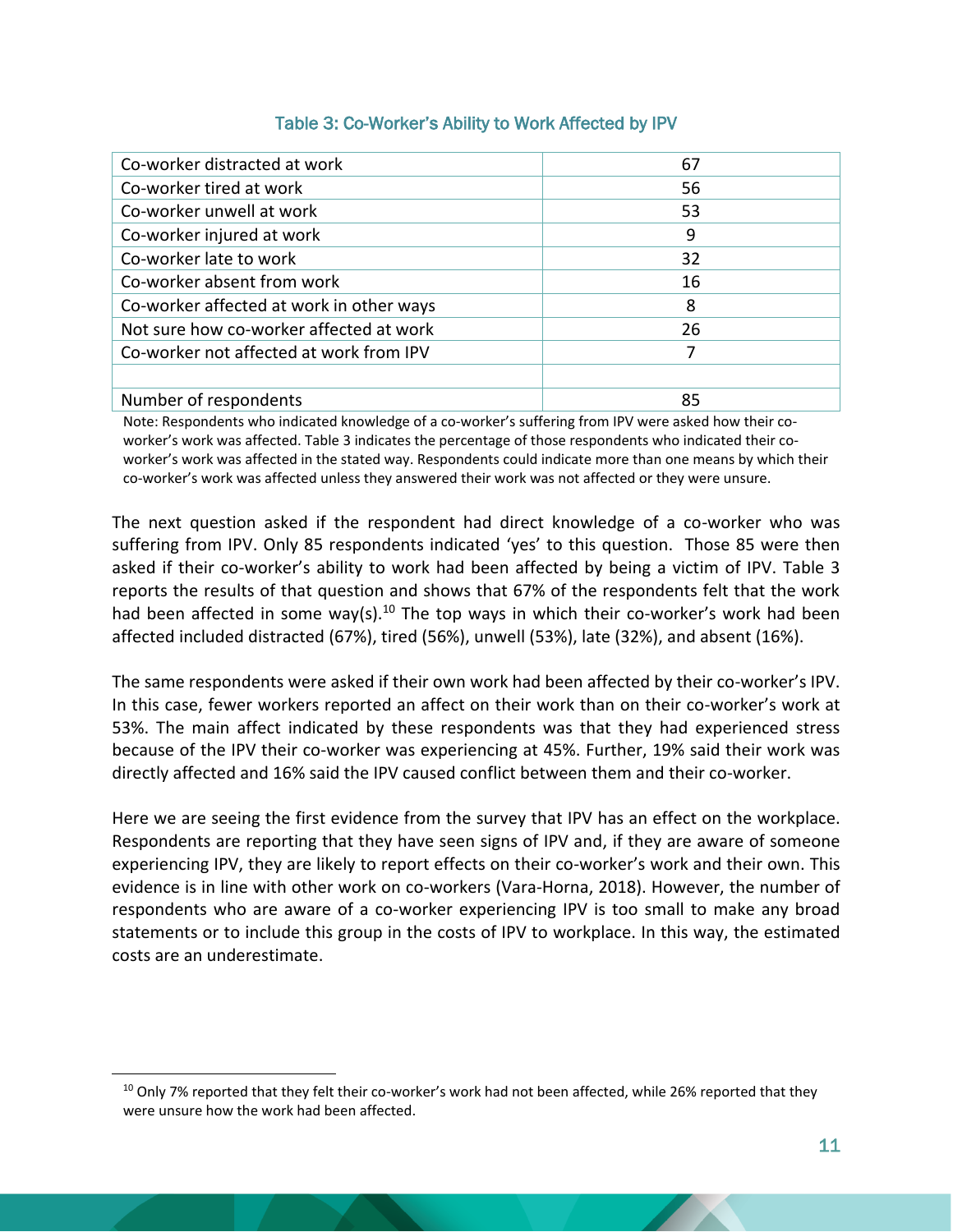### Table 3: Co-Worker's Ability to Work Affected by IPV

| | |
|---|---|
| Co-worker distracted at work | 67 |
| Co-worker tired at work | 56 |
| Co-worker unwell at work | 53 |
| Co-worker injured at work | 9 |
| Co-worker late to work | 32 |
| Co-worker absent from work | 16 |
| Co-worker affected at work in other ways | 8 |
| Not sure how co-worker affected at work | 26 |
| Co-worker not affected at work from IPV | 7 |
| | |
| Number of respondents | 85 |

Note: Respondents who indicated knowledge of a co-worker's suffering from IPV were asked how their co-worker's work was affected. Table 3 indicates the percentage of those respondents who indicated their co-worker's work was affected in the stated way. Respondents could indicate more than one means by which their co-worker's work was affected unless they answered their work was not affected or they were unsure.

The next question asked if the respondent had direct knowledge of a co-worker who was suffering from IPV. Only 85 respondents indicated 'yes' to this question. Those 85 were then asked if their co-worker's ability to work had been affected by being a victim of IPV. Table 3 reports the results of that question and shows that 67% of the respondents felt that the work had been affected in some way(s).[10] The top ways in which their co-worker's work had been affected included distracted (67%), tired (56%), unwell (53%), late (32%), and absent (16%).

The same respondents were asked if their own work had been affected by their co-worker's IPV. In this case, fewer workers reported an affect on their work than on their co-worker's work at 53%. The main affect indicated by these respondents was that they had experienced stress because of the IPV their co-worker was experiencing at 45%. Further, 19% said their work was directly affected and 16% said the IPV caused conflict between them and their co-worker.

Here we are seeing the first evidence from the survey that IPV has an effect on the workplace. Respondents are reporting that they have seen signs of IPV and, if they are aware of someone experiencing IPV, they are likely to report effects on their co-worker's work and their own. This evidence is in line with other work on co-workers (Vara-Horna, 2018). However, the number of respondents who are aware of a co-worker experiencing IPV is too small to make any broad statements or to include this group in the costs of IPV to workplace. In this way, the estimated costs are an underestimate.

[10] Only 7% reported that they felt their co-worker's work had not been affected, while 26% reported that they were unsure how the work had been affected.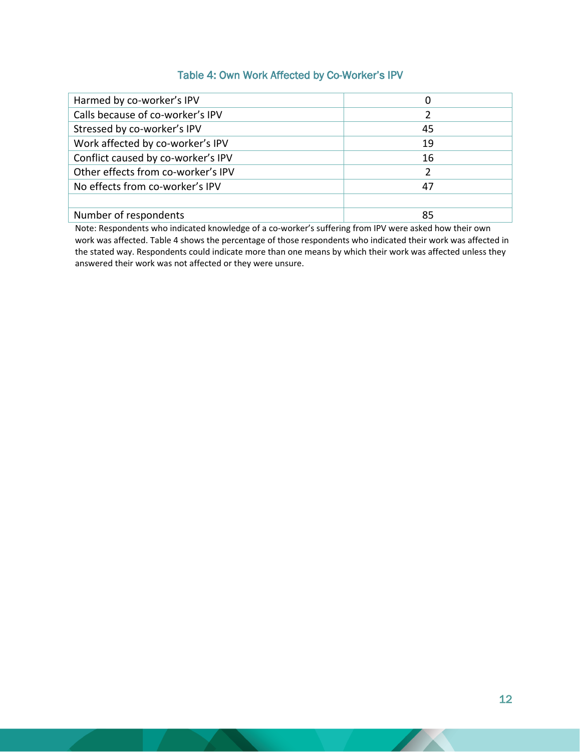### Table 4: Own Work Affected by Co-Worker's IPV

| | |
|---|---|
| Harmed by co-worker's IPV | 0 |
| Calls because of co-worker's IPV | 2 |
| Stressed by co-worker's IPV | 45 |
| Work affected by co-worker's IPV | 19 |
| Conflict caused by co-worker's IPV | 16 |
| Other effects from co-worker's IPV | 2 |
| No effects from co-worker's IPV | 47 |
| | |
| Number of respondents | 85 |

Note: Respondents who indicated knowledge of a co-worker's suffering from IPV were asked how their own work was affected. Table 4 shows the percentage of those respondents who indicated their work was affected in the stated way. Respondents could indicate more than one means by which their work was affected unless they answered their work was not affected or they were unsure.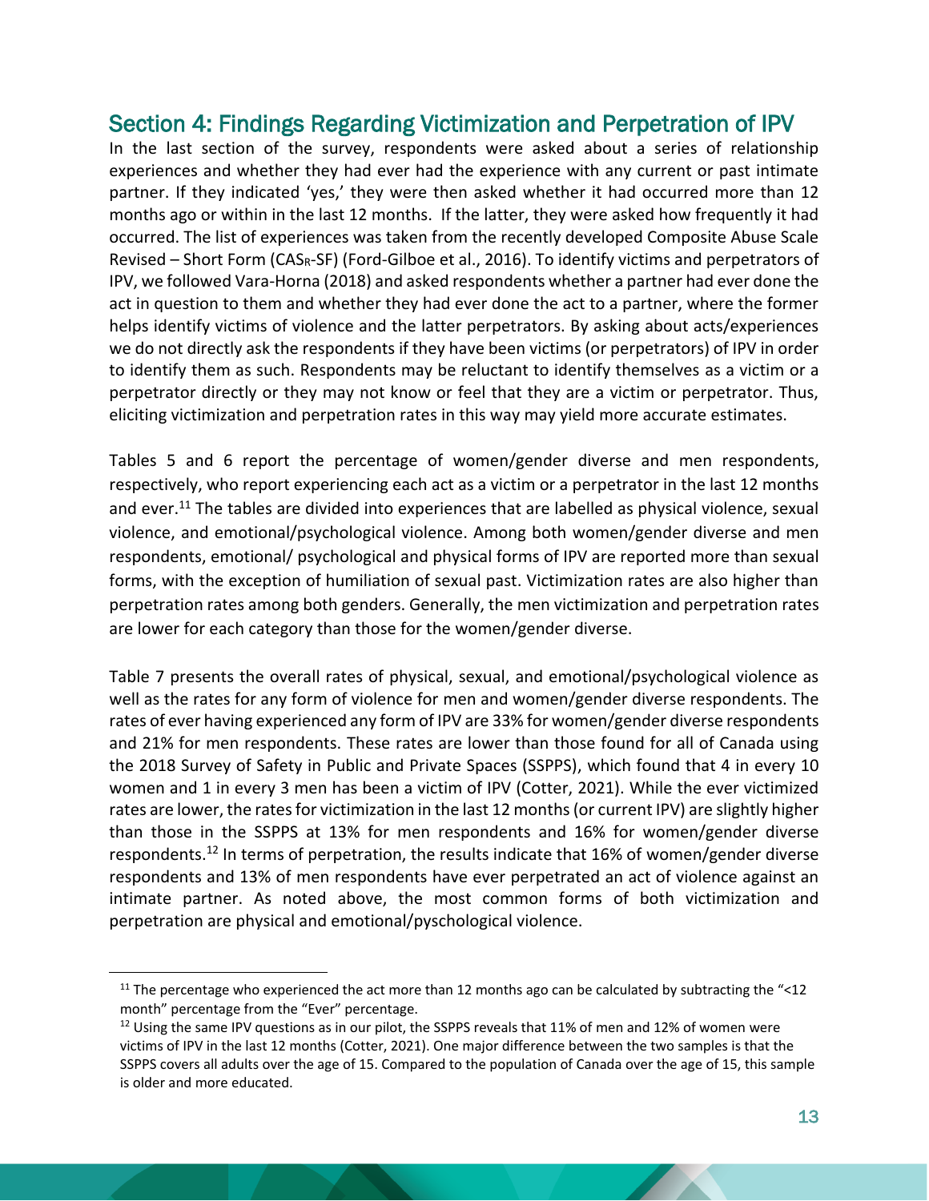## Section 4: Findings Regarding Victimization and Perpetration of IPV

In the last section of the survey, respondents were asked about a series of relationship experiences and whether they had ever had the experience with any current or past intimate partner. If they indicated 'yes,' they were then asked whether it had occurred more than 12 months ago or within in the last 12 months. If the latter, they were asked how frequently it had occurred. The list of experiences was taken from the recently developed Composite Abuse Scale Revised – Short Form ($CAS_R$-SF) (Ford-Gilboe et al., 2016). To identify victims and perpetrators of IPV, we followed Vara-Horna (2018) and asked respondents whether a partner had ever done the act in question to them and whether they had ever done the act to a partner, where the former helps identify victims of violence and the latter perpetrators. By asking about acts/experiences we do not directly ask the respondents if they have been victims (or perpetrators) of IPV in order to identify them as such. Respondents may be reluctant to identify themselves as a victim or a perpetrator directly or they may not know or feel that they are a victim or perpetrator. Thus, eliciting victimization and perpetration rates in this way may yield more accurate estimates.

Tables 5 and 6 report the percentage of women/gender diverse and men respondents, respectively, who report experiencing each act as a victim or a perpetrator in the last 12 months and ever.[11] The tables are divided into experiences that are labelled as physical violence, sexual violence, and emotional/psychological violence. Among both women/gender diverse and men respondents, emotional/ psychological and physical forms of IPV are reported more than sexual forms, with the exception of humiliation of sexual past. Victimization rates are also higher than perpetration rates among both genders. Generally, the men victimization and perpetration rates are lower for each category than those for the women/gender diverse.

Table 7 presents the overall rates of physical, sexual, and emotional/psychological violence as well as the rates for any form of violence for men and women/gender diverse respondents. The rates of ever having experienced any form of IPV are 33% for women/gender diverse respondents and 21% for men respondents. These rates are lower than those found for all of Canada using the 2018 Survey of Safety in Public and Private Spaces (SSPPS), which found that 4 in every 10 women and 1 in every 3 men has been a victim of IPV (Cotter, 2021). While the ever victimized rates are lower, the rates for victimization in the last 12 months (or current IPV) are slightly higher than those in the SSPPS at 13% for men respondents and 16% for women/gender diverse respondents.[12] In terms of perpetration, the results indicate that 16% of women/gender diverse respondents and 13% of men respondents have ever perpetrated an act of violence against an intimate partner. As noted above, the most common forms of both victimization and perpetration are physical and emotional/pyschological violence.

---

[11] The percentage who experienced the act more than 12 months ago can be calculated by subtracting the "<12 month" percentage from the "Ever" percentage.

[12] Using the same IPV questions as in our pilot, the SSPPS reveals that 11% of men and 12% of women were victims of IPV in the last 12 months (Cotter, 2021). One major difference between the two samples is that the SSPPS covers all adults over the age of 15. Compared to the population of Canada over the age of 15, this sample is older and more educated.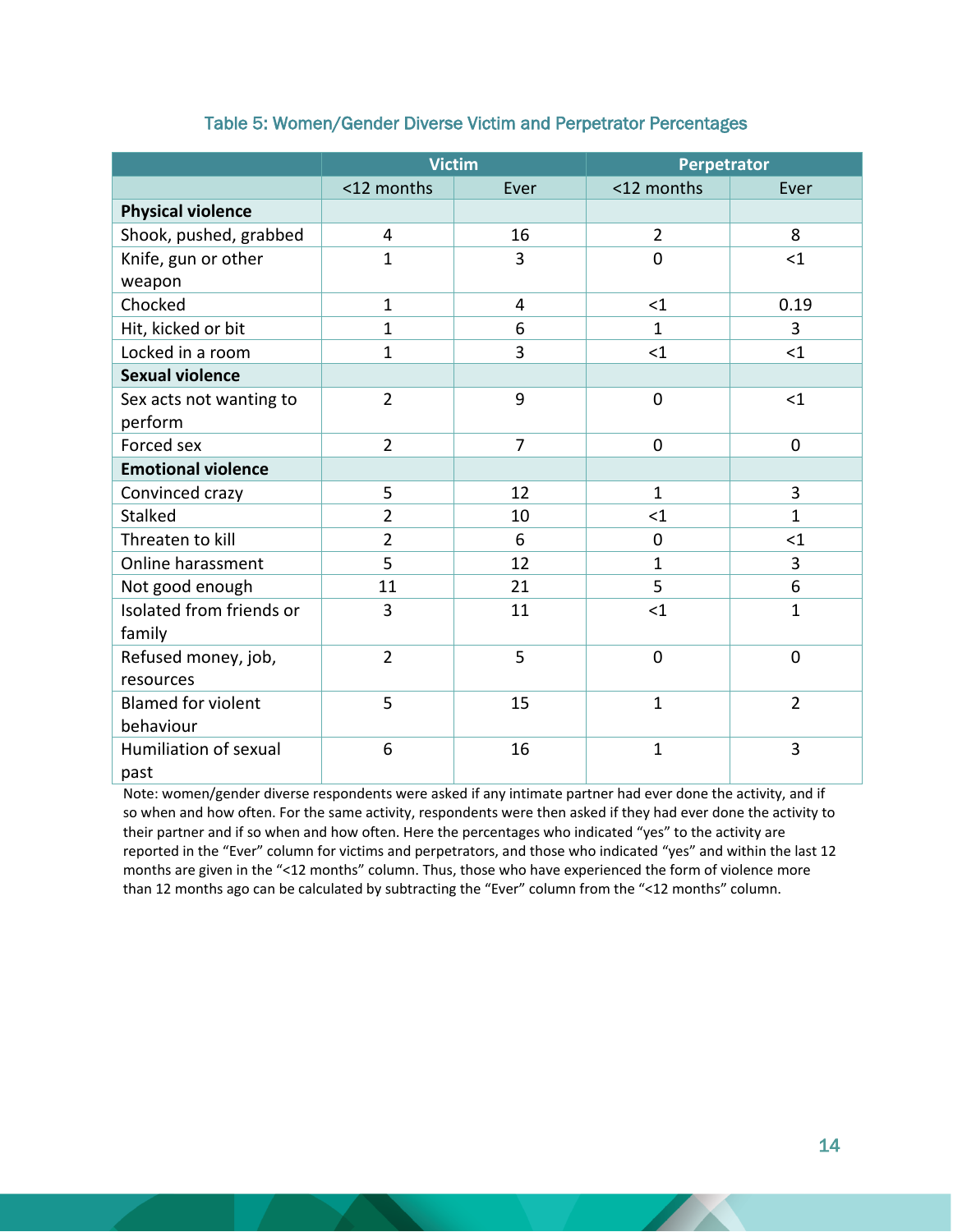## Table 5: Women/Gender Diverse Victim and Perpetrator Percentages

| | Victim | | Perpetrator | |
|---|---|---|---|---|
| | <12 months | Ever | <12 months | Ever |
| **Physical violence** | | | | |
| Shook, pushed, grabbed | 4 | 16 | 2 | 8 |
| Knife, gun or other weapon | 1 | 3 | 0 | <1 |
| Chocked | 1 | 4 | <1 | 0.19 |
| Hit, kicked or bit | 1 | 6 | 1 | 3 |
| Locked in a room | 1 | 3 | <1 | <1 |
| **Sexual violence** | | | | |
| Sex acts not wanting to perform | 2 | 9 | 0 | <1 |
| Forced sex | 2 | 7 | 0 | 0 |
| **Emotional violence** | | | | |
| Convinced crazy | 5 | 12 | 1 | 3 |
| Stalked | 2 | 10 | <1 | 1 |
| Threaten to kill | 2 | 6 | 0 | <1 |
| Online harassment | 5 | 12 | 1 | 3 |
| Not good enough | 11 | 21 | 5 | 6 |
| Isolated from friends or family | 3 | 11 | <1 | 1 |
| Refused money, job, resources | 2 | 5 | 0 | 0 |
| Blamed for violent behaviour | 5 | 15 | 1 | 2 |
| Humiliation of sexual past | 6 | 16 | 1 | 3 |

Note: women/gender diverse respondents were asked if any intimate partner had ever done the activity, and if so when and how often. For the same activity, respondents were then asked if they had ever done the activity to their partner and if so when and how often. Here the percentages who indicated "yes" to the activity are reported in the "Ever" column for victims and perpetrators, and those who indicated "yes" and within the last 12 months are given in the "<12 months" column. Thus, those who have experienced the form of violence more than 12 months ago can be calculated by subtracting the "Ever" column from the "<12 months" column.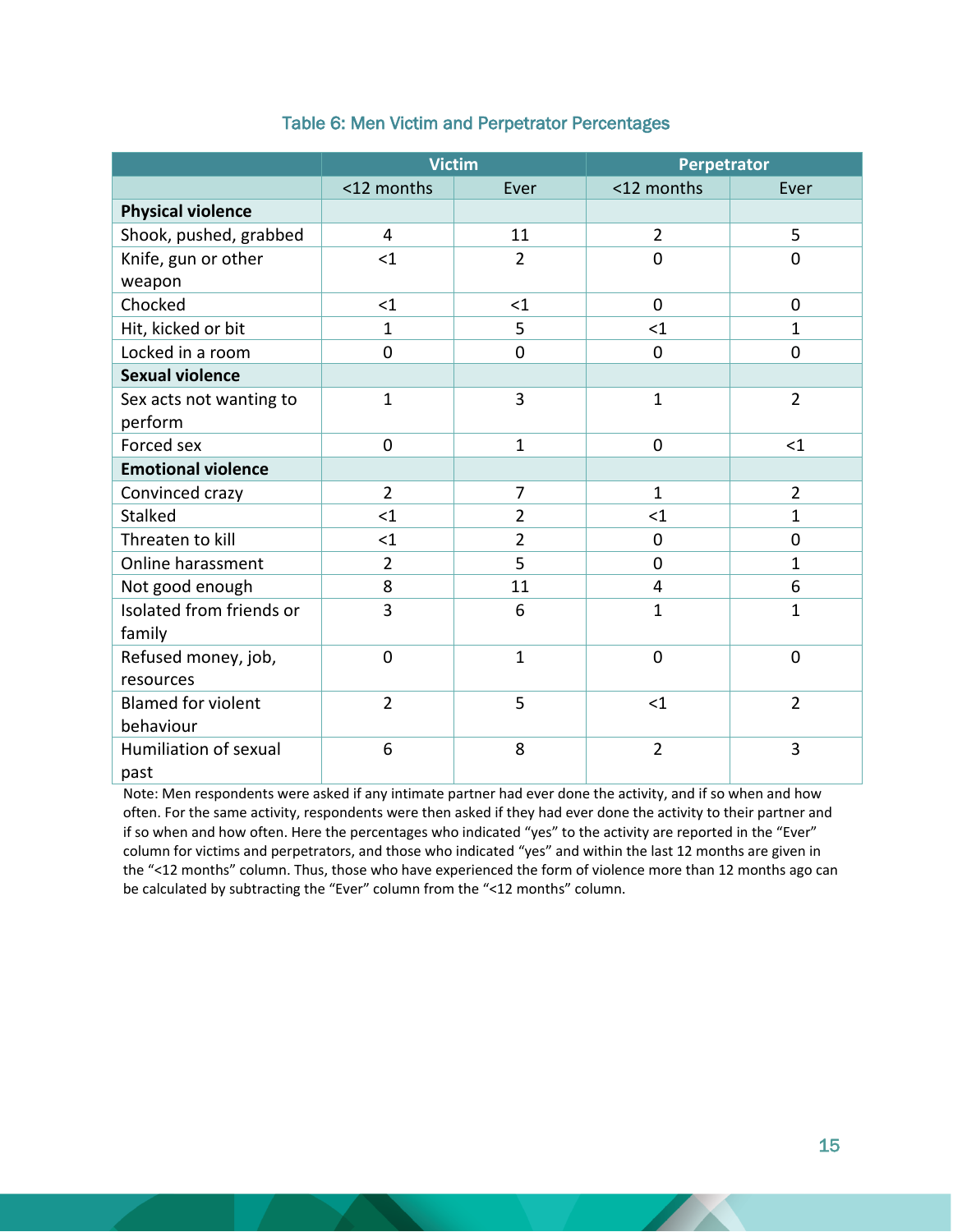### Table 6: Men Victim and Perpetrator Percentages

| | Victim | | Perpetrator | |
|---|---|---|---|---|
| | <12 months | Ever | <12 months | Ever |
| **Physical violence** | | | | |
| Shook, pushed, grabbed | 4 | 11 | 2 | 5 |
| Knife, gun or other weapon | <1 | 2 | 0 | 0 |
| Chocked | <1 | <1 | 0 | 0 |
| Hit, kicked or bit | 1 | 5 | <1 | 1 |
| Locked in a room | 0 | 0 | 0 | 0 |
| **Sexual violence** | | | | |
| Sex acts not wanting to perform | 1 | 3 | 1 | 2 |
| Forced sex | 0 | 1 | 0 | <1 |
| **Emotional violence** | | | | |
| Convinced crazy | 2 | 7 | 1 | 2 |
| Stalked | <1 | 2 | <1 | 1 |
| Threaten to kill | <1 | 2 | 0 | 0 |
| Online harassment | 2 | 5 | 0 | 1 |
| Not good enough | 8 | 11 | 4 | 6 |
| Isolated from friends or family | 3 | 6 | 1 | 1 |
| Refused money, job, resources | 0 | 1 | 0 | 0 |
| Blamed for violent behaviour | 2 | 5 | <1 | 2 |
| Humiliation of sexual past | 6 | 8 | 2 | 3 |

Note: Men respondents were asked if any intimate partner had ever done the activity, and if so when and how often. For the same activity, respondents were then asked if they had ever done the activity to their partner and if so when and how often. Here the percentages who indicated "yes" to the activity are reported in the "Ever" column for victims and perpetrators, and those who indicated "yes" and within the last 12 months are given in the "<12 months" column. Thus, those who have experienced the form of violence more than 12 months ago can be calculated by subtracting the "Ever" column from the "<12 months" column.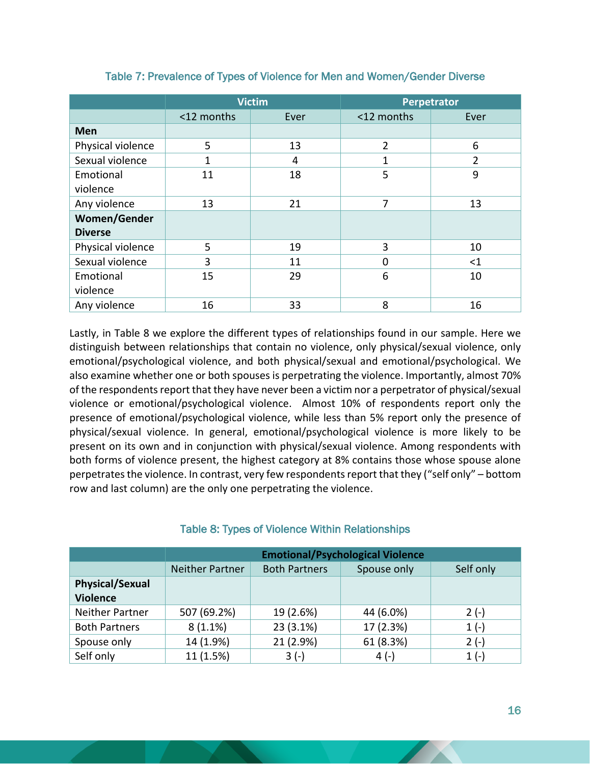Table 7: Prevalence of Types of Violence for Men and Women/Gender Diverse

| | Victim | | Perpetrator | |
|---|---|---|---|---|
| | <12 months | Ever | <12 months | Ever |
| **Men** | | | | |
| Physical violence | 5 | 13 | 2 | 6 |
| Sexual violence | 1 | 4 | 1 | 2 |
| Emotional violence | 11 | 18 | 5 | 9 |
| Any violence | 13 | 21 | 7 | 13 |
| **Women/Gender Diverse** | | | | |
| Physical violence | 5 | 19 | 3 | 10 |
| Sexual violence | 3 | 11 | 0 | <1 |
| Emotional violence | 15 | 29 | 6 | 10 |
| Any violence | 16 | 33 | 8 | 16 |

Lastly, in Table 8 we explore the different types of relationships found in our sample. Here we distinguish between relationships that contain no violence, only physical/sexual violence, only emotional/psychological violence, and both physical/sexual and emotional/psychological. We also examine whether one or both spouses is perpetrating the violence. Importantly, almost 70% of the respondents report that they have never been a victim nor a perpetrator of physical/sexual violence or emotional/psychological violence. Almost 10% of respondents report only the presence of emotional/psychological violence, while less than 5% report only the presence of physical/sexual violence. In general, emotional/psychological violence is more likely to be present on its own and in conjunction with physical/sexual violence. Among respondents with both forms of violence present, the highest category at 8% contains those whose spouse alone perpetrates the violence. In contrast, very few respondents report that they ("self only" – bottom row and last column) are the only one perpetrating the violence.

Table 8: Types of Violence Within Relationships

| | Emotional/Psychological Violence | | | |
|---|---|---|---|---|
| | Neither Partner | Both Partners | Spouse only | Self only |
| **Physical/Sexual Violence** | | | | |
| Neither Partner | 507 (69.2%) | 19 (2.6%) | 44 (6.0%) | 2 (-) |
| Both Partners | 8 (1.1%) | 23 (3.1%) | 17 (2.3%) | 1 (-) |
| Spouse only | 14 (1.9%) | 21 (2.9%) | 61 (8.3%) | 2 (-) |
| Self only | 11 (1.5%) | 3 (-) | 4 (-) | 1 (-) |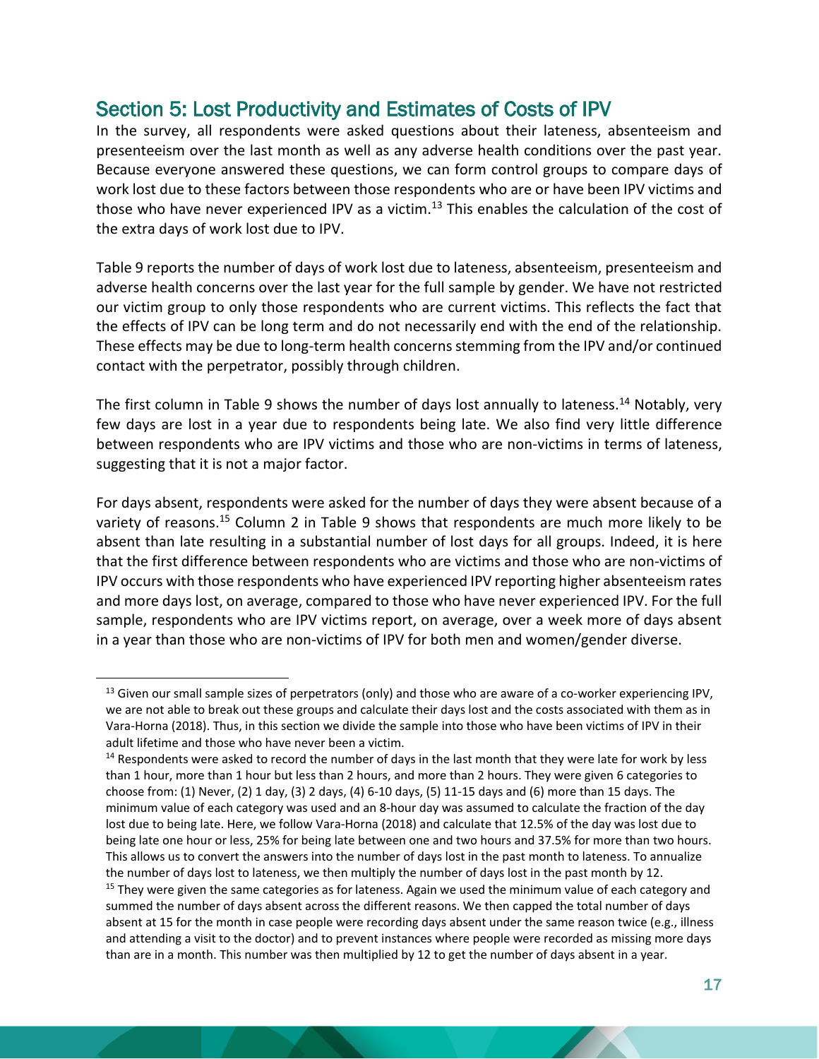## Section 5: Lost Productivity and Estimates of Costs of IPV

In the survey, all respondents were asked questions about their lateness, absenteeism and presenteeism over the last month as well as any adverse health conditions over the past year. Because everyone answered these questions, we can form control groups to compare days of work lost due to these factors between those respondents who are or have been IPV victims and those who have never experienced IPV as a victim.[13] This enables the calculation of the cost of the extra days of work lost due to IPV.

Table 9 reports the number of days of work lost due to lateness, absenteeism, presenteeism and adverse health concerns over the last year for the full sample by gender. We have not restricted our victim group to only those respondents who are current victims. This reflects the fact that the effects of IPV can be long term and do not necessarily end with the end of the relationship. These effects may be due to long-term health concerns stemming from the IPV and/or continued contact with the perpetrator, possibly through children.

The first column in Table 9 shows the number of days lost annually to lateness.[14] Notably, very few days are lost in a year due to respondents being late. We also find very little difference between respondents who are IPV victims and those who are non-victims in terms of lateness, suggesting that it is not a major factor.

For days absent, respondents were asked for the number of days they were absent because of a variety of reasons.[15] Column 2 in Table 9 shows that respondents are much more likely to be absent than late resulting in a substantial number of lost days for all groups. Indeed, it is here that the first difference between respondents who are victims and those who are non-victims of IPV occurs with those respondents who have experienced IPV reporting higher absenteeism rates and more days lost, on average, compared to those who have never experienced IPV. For the full sample, respondents who are IPV victims report, on average, over a week more of days absent in a year than those who are non-victims of IPV for both men and women/gender diverse.

---

[13] Given our small sample sizes of perpetrators (only) and those who are aware of a co-worker experiencing IPV, we are not able to break out these groups and calculate their days lost and the costs associated with them as in Vara-Horna (2018). Thus, in this section we divide the sample into those who have been victims of IPV in their adult lifetime and those who have never been a victim.

[14] Respondents were asked to record the number of days in the last month that they were late for work by less than 1 hour, more than 1 hour but less than 2 hours, and more than 2 hours. They were given 6 categories to choose from: (1) Never, (2) 1 day, (3) 2 days, (4) 6-10 days, (5) 11-15 days and (6) more than 15 days. The minimum value of each category was used and an 8-hour day was assumed to calculate the fraction of the day lost due to being late. Here, we follow Vara-Horna (2018) and calculate that 12.5% of the day was lost due to being late one hour or less, 25% for being late between one and two hours and 37.5% for more than two hours. This allows us to convert the answers into the number of days lost in the past month to lateness. To annualize the number of days lost to lateness, we then multiply the number of days lost in the past month by 12.

[15] They were given the same categories as for lateness. Again we used the minimum value of each category and summed the number of days absent across the different reasons. We then capped the total number of days absent at 15 for the month in case people were recording days absent under the same reason twice (e.g., illness and attending a visit to the doctor) and to prevent instances where people were recorded as missing more days than are in a month. This number was then multiplied by 12 to get the number of days absent in a year.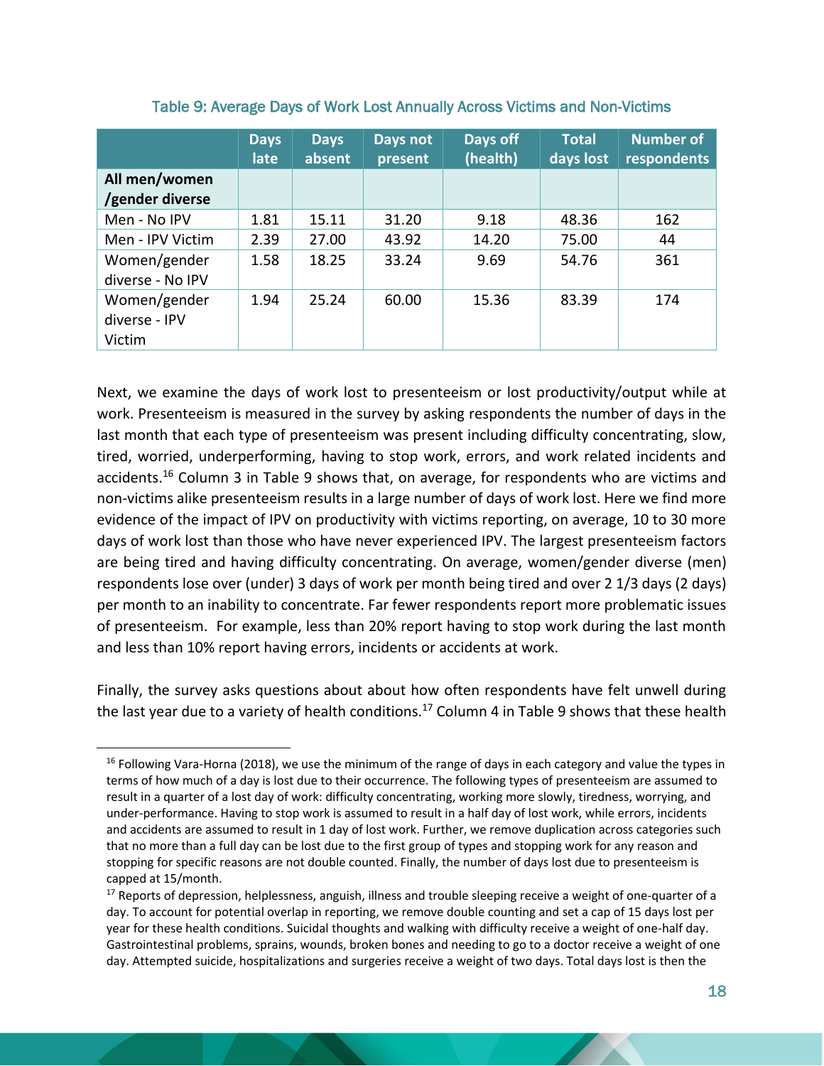Table 9: Average Days of Work Lost Annually Across Victims and Non-Victims

| | Days late | Days absent | Days not present | Days off (health) | Total days lost | Number of respondents |
|---|---|---|---|---|---|---|
| **All men/women /gender diverse** | | | | | | |
| Men - No IPV | 1.81 | 15.11 | 31.20 | 9.18 | 48.36 | 162 |
| Men - IPV Victim | 2.39 | 27.00 | 43.92 | 14.20 | 75.00 | 44 |
| Women/gender diverse - No IPV | 1.58 | 18.25 | 33.24 | 9.69 | 54.76 | 361 |
| Women/gender diverse - IPV Victim | 1.94 | 25.24 | 60.00 | 15.36 | 83.39 | 174 |

Next, we examine the days of work lost to presenteeism or lost productivity/output while at work. Presenteeism is measured in the survey by asking respondents the number of days in the last month that each type of presenteeism was present including difficulty concentrating, slow, tired, worried, underperforming, having to stop work, errors, and work related incidents and accidents.[16] Column 3 in Table 9 shows that, on average, for respondents who are victims and non-victims alike presenteeism results in a large number of days of work lost. Here we find more evidence of the impact of IPV on productivity with victims reporting, on average, 10 to 30 more days of work lost than those who have never experienced IPV. The largest presenteeism factors are being tired and having difficulty concentrating. On average, women/gender diverse (men) respondents lose over (under) 3 days of work per month being tired and over 2 1/3 days (2 days) per month to an inability to concentrate. Far fewer respondents report more problematic issues of presenteeism. For example, less than 20% report having to stop work during the last month and less than 10% report having errors, incidents or accidents at work.

Finally, the survey asks questions about about how often respondents have felt unwell during the last year due to a variety of health conditions.[17] Column 4 in Table 9 shows that these health

[16] Following Vara-Horna (2018), we use the minimum of the range of days in each category and value the types in terms of how much of a day is lost due to their occurrence. The following types of presenteeism are assumed to result in a quarter of a lost day of work: difficulty concentrating, working more slowly, tiredness, worrying, and under-performance. Having to stop work is assumed to result in a half day of lost work, while errors, incidents and accidents are assumed to result in 1 day of lost work. Further, we remove duplication across categories such that no more than a full day can be lost due to the first group of types and stopping work for any reason and stopping for specific reasons are not double counted. Finally, the number of days lost due to presenteeism is capped at 15/month.

[17] Reports of depression, helplessness, anguish, illness and trouble sleeping receive a weight of one-quarter of a day. To account for potential overlap in reporting, we remove double counting and set a cap of 15 days lost per year for these health conditions. Suicidal thoughts and walking with difficulty receive a weight of one-half day. Gastrointestinal problems, sprains, wounds, broken bones and needing to go to a doctor receive a weight of one day. Attempted suicide, hospitalizations and surgeries receive a weight of two days. Total days lost is then the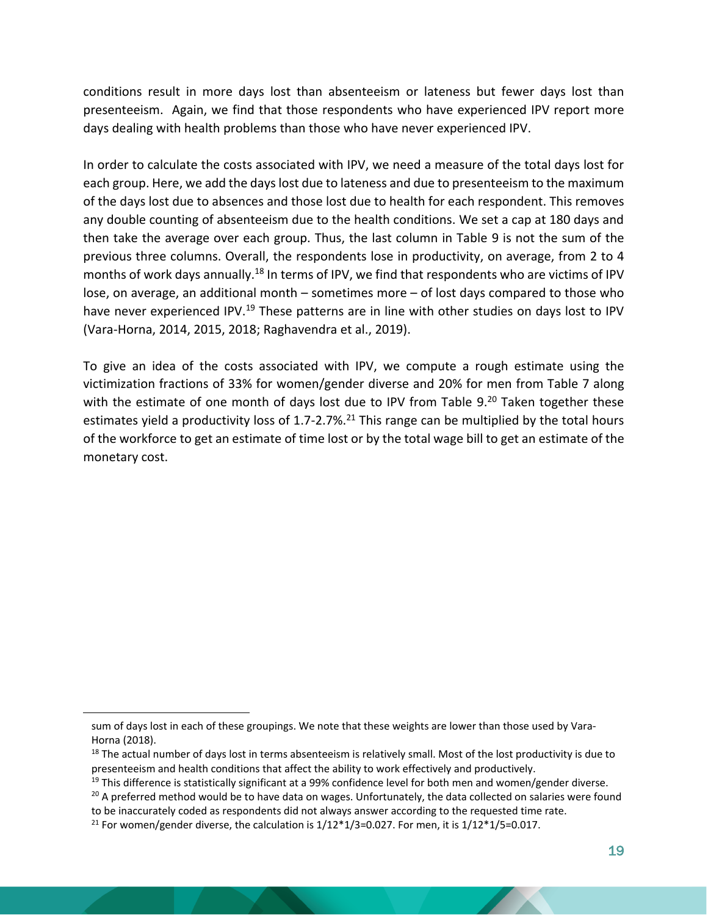conditions result in more days lost than absenteeism or lateness but fewer days lost than presenteeism. Again, we find that those respondents who have experienced IPV report more days dealing with health problems than those who have never experienced IPV.

In order to calculate the costs associated with IPV, we need a measure of the total days lost for each group. Here, we add the days lost due to lateness and due to presenteeism to the maximum of the days lost due to absences and those lost due to health for each respondent. This removes any double counting of absenteeism due to the health conditions. We set a cap at 180 days and then take the average over each group. Thus, the last column in Table 9 is not the sum of the previous three columns. Overall, the respondents lose in productivity, on average, from 2 to 4 months of work days annually.[18] In terms of IPV, we find that respondents who are victims of IPV lose, on average, an additional month – sometimes more – of lost days compared to those who have never experienced IPV.[19] These patterns are in line with other studies on days lost to IPV (Vara-Horna, 2014, 2015, 2018; Raghavendra et al., 2019).

To give an idea of the costs associated with IPV, we compute a rough estimate using the victimization fractions of 33% for women/gender diverse and 20% for men from Table 7 along with the estimate of one month of days lost due to IPV from Table 9.[20] Taken together these estimates yield a productivity loss of 1.7-2.7%.[21] This range can be multiplied by the total hours of the workforce to get an estimate of time lost or by the total wage bill to get an estimate of the monetary cost.

---

sum of days lost in each of these groupings. We note that these weights are lower than those used by Vara-Horna (2018).

[18] The actual number of days lost in terms absenteeism is relatively small. Most of the lost productivity is due to presenteeism and health conditions that affect the ability to work effectively and productively.

[19] This difference is statistically significant at a 99% confidence level for both men and women/gender diverse.

[20] A preferred method would be to have data on wages. Unfortunately, the data collected on salaries were found to be inaccurately coded as respondents did not always answer according to the requested time rate.

[21] For women/gender diverse, the calculation is $1/12*1/3=0.027$. For men, it is $1/12*1/5=0.017$.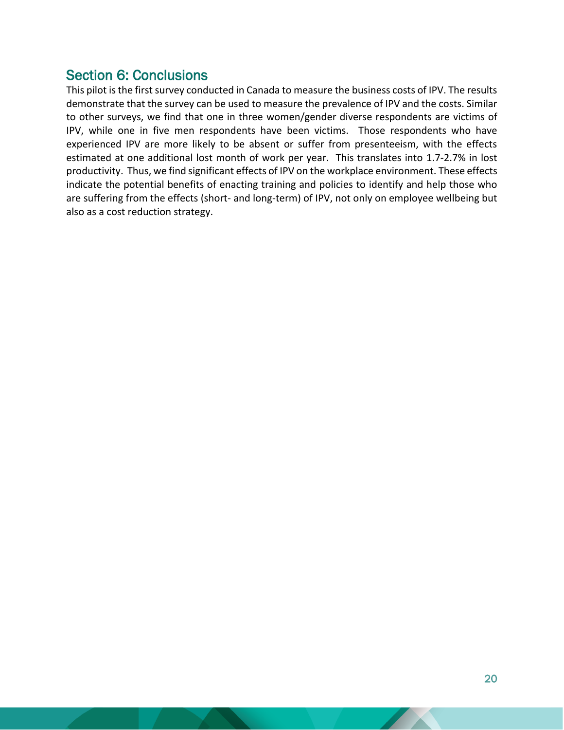## Section 6: Conclusions

This pilot is the first survey conducted in Canada to measure the business costs of IPV. The results demonstrate that the survey can be used to measure the prevalence of IPV and the costs. Similar to other surveys, we find that one in three women/gender diverse respondents are victims of IPV, while one in five men respondents have been victims. Those respondents who have experienced IPV are more likely to be absent or suffer from presenteeism, with the effects estimated at one additional lost month of work per year. This translates into 1.7-2.7% in lost productivity. Thus, we find significant effects of IPV on the workplace environment. These effects indicate the potential benefits of enacting training and policies to identify and help those who are suffering from the effects (short- and long-term) of IPV, not only on employee wellbeing but also as a cost reduction strategy.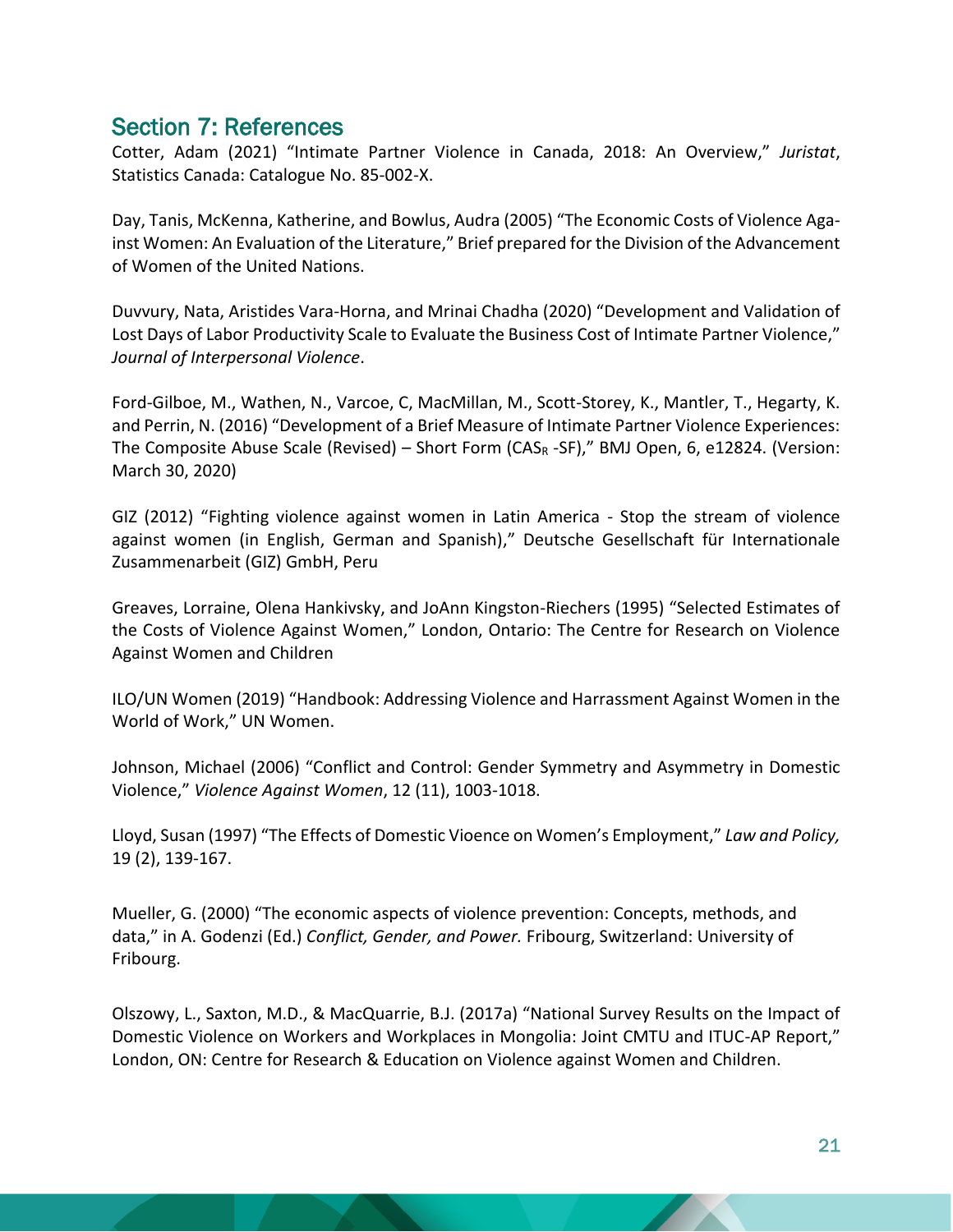## Section 7: References

Cotter, Adam (2021) “Intimate Partner Violence in Canada, 2018: An Overview,” *Juristat*, Statistics Canada: Catalogue No. 85-002-X.

Day, Tanis, McKenna, Katherine, and Bowlus, Audra (2005) “The Economic Costs of Violence Against Women: An Evaluation of the Literature,” Brief prepared for the Division of the Advancement of Women of the United Nations.

Duvvury, Nata, Aristides Vara-Horna, and Mrinai Chadha (2020) “Development and Validation of Lost Days of Labor Productivity Scale to Evaluate the Business Cost of Intimate Partner Violence,” *Journal of Interpersonal Violence*.

Ford-Gilboe, M., Wathen, N., Varcoe, C, MacMillan, M., Scott-Storey, K., Mantler, T., Hegarty, K. and Perrin, N. (2016) “Development of a Brief Measure of Intimate Partner Violence Experiences: The Composite Abuse Scale (Revised) – Short Form ($CAS_R$ -SF),” BMJ Open, 6, e12824. (Version: March 30, 2020)

GIZ (2012) “Fighting violence against women in Latin America - Stop the stream of violence against women (in English, German and Spanish),” Deutsche Gesellschaft für Internationale Zusammenarbeit (GIZ) GmbH, Peru

Greaves, Lorraine, Olena Hankivsky, and JoAnn Kingston-Riechers (1995) “Selected Estimates of the Costs of Violence Against Women,” London, Ontario: The Centre for Research on Violence Against Women and Children

ILO/UN Women (2019) “Handbook: Addressing Violence and Harrassment Against Women in the World of Work,” UN Women.

Johnson, Michael (2006) “Conflict and Control: Gender Symmetry and Asymmetry in Domestic Violence,” *Violence Against Women*, 12 (11), 1003-1018.

Lloyd, Susan (1997) “The Effects of Domestic Vioence on Women’s Employment,” *Law and Policy,* 19 (2), 139-167.

Mueller, G. (2000) “The economic aspects of violence prevention: Concepts, methods, and data,” in A. Godenzi (Ed.) *Conflict, Gender, and Power.* Fribourg, Switzerland: University of Fribourg.

Olszowy, L., Saxton, M.D., & MacQuarrie, B.J. (2017a) “National Survey Results on the Impact of Domestic Violence on Workers and Workplaces in Mongolia: Joint CMTU and ITUC-AP Report,” London, ON: Centre for Research & Education on Violence against Women and Children.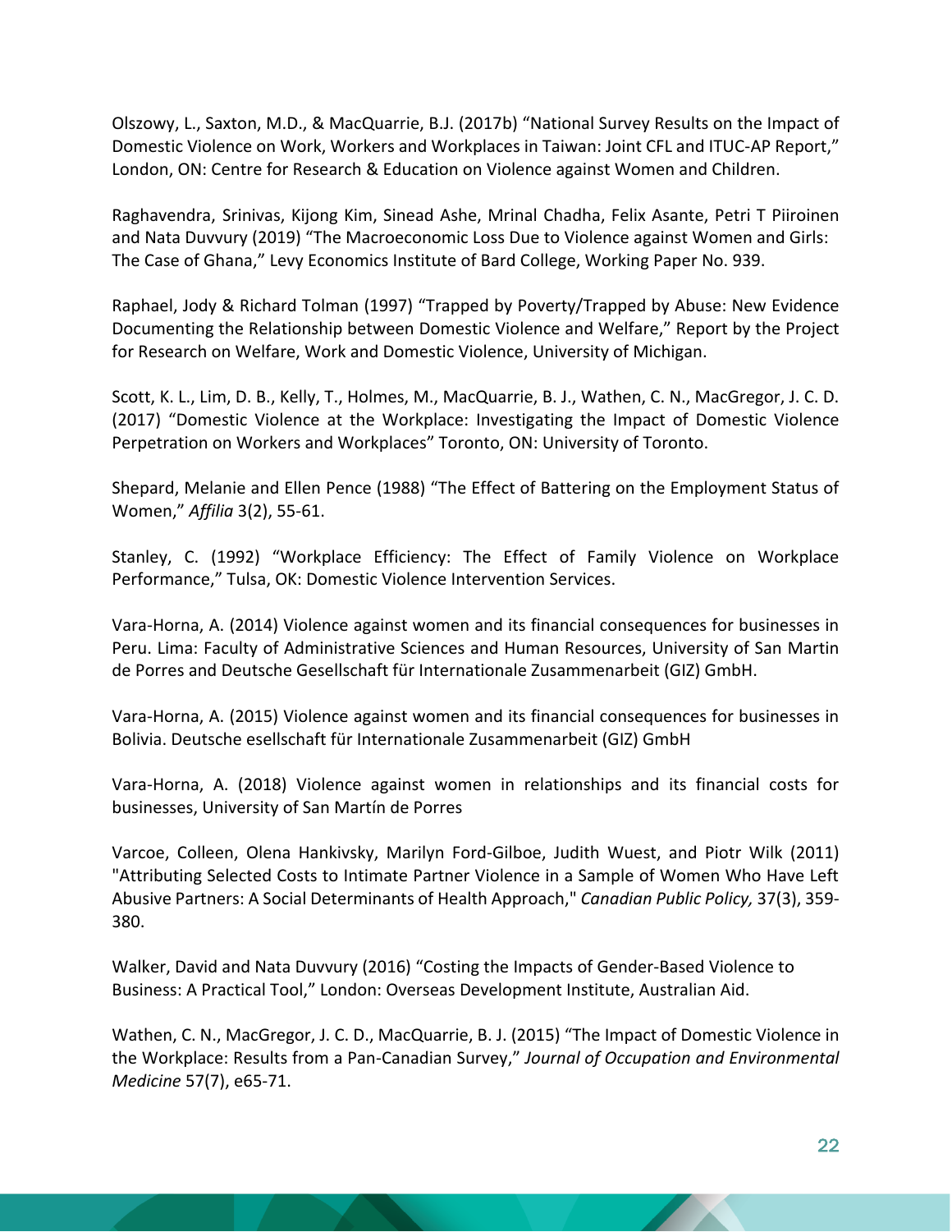Olszowy, L., Saxton, M.D., & MacQuarrie, B.J. (2017b) "National Survey Results on the Impact of Domestic Violence on Work, Workers and Workplaces in Taiwan: Joint CFL and ITUC-AP Report," London, ON: Centre for Research & Education on Violence against Women and Children.

Raghavendra, Srinivas, Kijong Kim, Sinead Ashe, Mrinal Chadha, Felix Asante, Petri T Piiroinen and Nata Duvvury (2019) "The Macroeconomic Loss Due to Violence against Women and Girls: The Case of Ghana," Levy Economics Institute of Bard College, Working Paper No. 939.

Raphael, Jody & Richard Tolman (1997) "Trapped by Poverty/Trapped by Abuse: New Evidence Documenting the Relationship between Domestic Violence and Welfare," Report by the Project for Research on Welfare, Work and Domestic Violence, University of Michigan.

Scott, K. L., Lim, D. B., Kelly, T., Holmes, M., MacQuarrie, B. J., Wathen, C. N., MacGregor, J. C. D. (2017) "Domestic Violence at the Workplace: Investigating the Impact of Domestic Violence Perpetration on Workers and Workplaces" Toronto, ON: University of Toronto.

Shepard, Melanie and Ellen Pence (1988) "The Effect of Battering on the Employment Status of Women," *Affilia* 3(2), 55-61.

Stanley, C. (1992) "Workplace Efficiency: The Effect of Family Violence on Workplace Performance," Tulsa, OK: Domestic Violence Intervention Services.

Vara-Horna, A. (2014) Violence against women and its financial consequences for businesses in Peru. Lima: Faculty of Administrative Sciences and Human Resources, University of San Martin de Porres and Deutsche Gesellschaft für Internationale Zusammenarbeit (GIZ) GmbH.

Vara-Horna, A. (2015) Violence against women and its financial consequences for businesses in Bolivia. Deutsche esellschaft für Internationale Zusammenarbeit (GIZ) GmbH

Vara-Horna, A. (2018) Violence against women in relationships and its financial costs for businesses, University of San Martín de Porres

Varcoe, Colleen, Olena Hankivsky, Marilyn Ford-Gilboe, Judith Wuest, and Piotr Wilk (2011) "Attributing Selected Costs to Intimate Partner Violence in a Sample of Women Who Have Left Abusive Partners: A Social Determinants of Health Approach," *Canadian Public Policy,* 37(3), 359-380.

Walker, David and Nata Duvvury (2016) "Costing the Impacts of Gender-Based Violence to Business: A Practical Tool," London: Overseas Development Institute, Australian Aid.

Wathen, C. N., MacGregor, J. C. D., MacQuarrie, B. J. (2015) "The Impact of Domestic Violence in the Workplace: Results from a Pan-Canadian Survey," *Journal of Occupation and Environmental Medicine* 57(7), e65-71.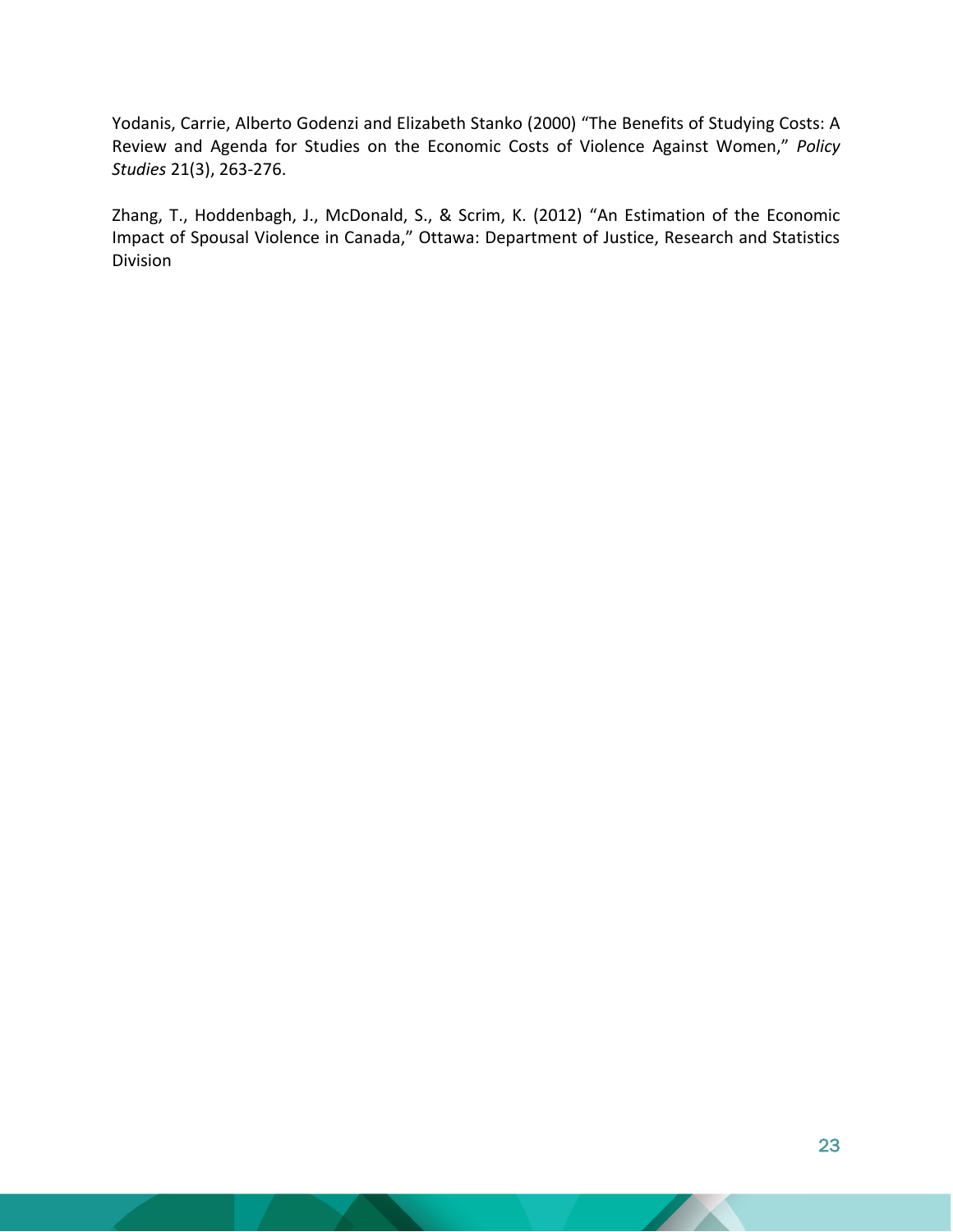Yodanis, Carrie, Alberto Godenzi and Elizabeth Stanko (2000) "The Benefits of Studying Costs: A Review and Agenda for Studies on the Economic Costs of Violence Against Women," *Policy Studies* 21(3), 263-276.

Zhang, T., Hoddenbagh, J., McDonald, S., & Scrim, K. (2012) "An Estimation of the Economic Impact of Spousal Violence in Canada," Ottawa: Department of Justice, Research and Statistics Division